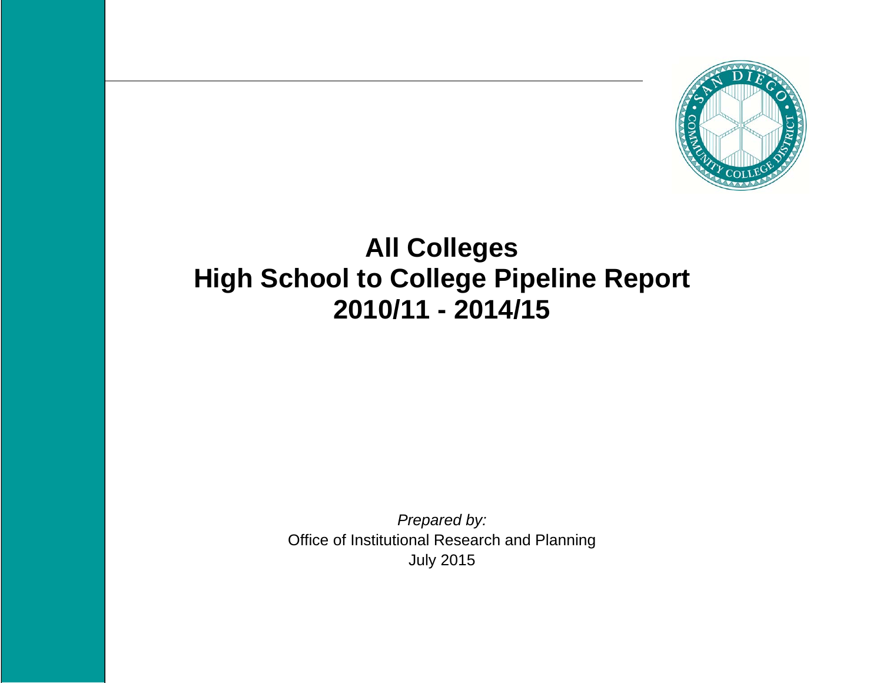# All Colleges
# High School to College Pipeline Report
# 2010/11 - 2014/15

*Prepared by:*

Office of Institutional Research and Planning

July 2015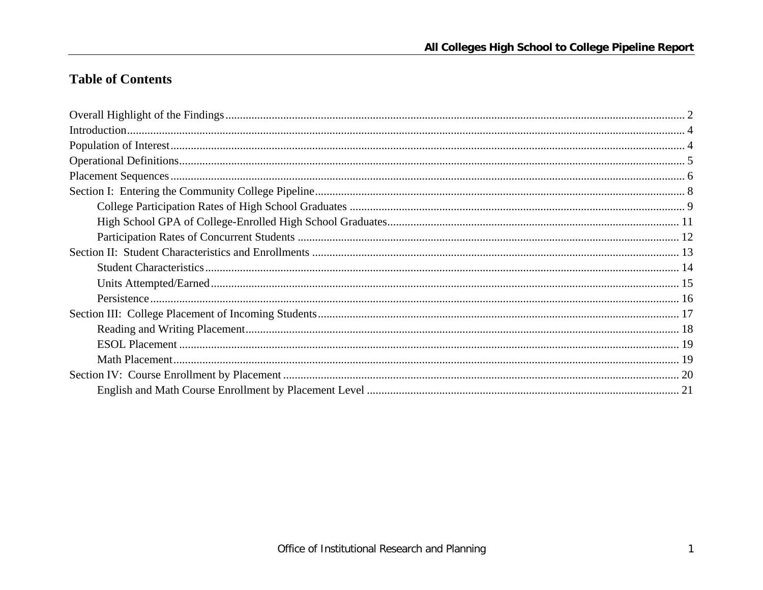# Table of Contents

Overall Highlight of the Findings ........ 2
Introduction ........ 4
Population of Interest ........ 4
Operational Definitions ........ 5
Placement Sequences ........ 6
Section I: Entering the Community College Pipeline ........ 8
- College Participation Rates of High School Graduates ........ 9
- High School GPA of College-Enrolled High School Graduates ........ 11
- Participation Rates of Concurrent Students ........ 12

Section II: Student Characteristics and Enrollments ........ 13
- Student Characteristics ........ 14
- Units Attempted/Earned ........ 15
- Persistence ........ 16

Section III: College Placement of Incoming Students ........ 17
- Reading and Writing Placement ........ 18
- ESOL Placement ........ 19
- Math Placement ........ 19

Section IV: Course Enrollment by Placement ........ 20
- English and Math Course Enrollment by Placement Level ........ 21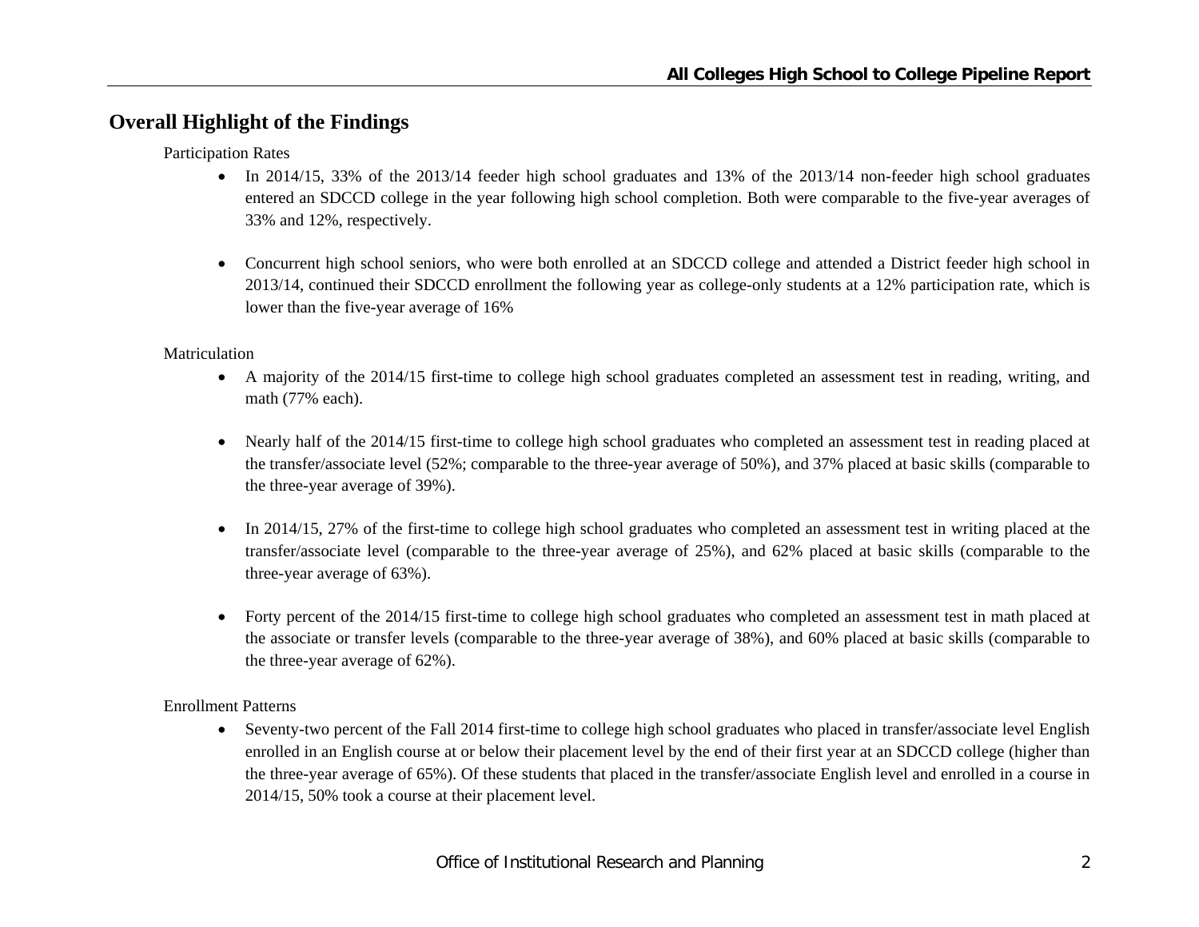## Overall Highlight of the Findings

Participation Rates

- In 2014/15, 33% of the 2013/14 feeder high school graduates and 13% of the 2013/14 non-feeder high school graduates entered an SDCCD college in the year following high school completion. Both were comparable to the five-year averages of 33% and 12%, respectively.

- Concurrent high school seniors, who were both enrolled at an SDCCD college and attended a District feeder high school in 2013/14, continued their SDCCD enrollment the following year as college-only students at a 12% participation rate, which is lower than the five-year average of 16%

Matriculation

- A majority of the 2014/15 first-time to college high school graduates completed an assessment test in reading, writing, and math (77% each).

- Nearly half of the 2014/15 first-time to college high school graduates who completed an assessment test in reading placed at the transfer/associate level (52%; comparable to the three-year average of 50%), and 37% placed at basic skills (comparable to the three-year average of 39%).

- In 2014/15, 27% of the first-time to college high school graduates who completed an assessment test in writing placed at the transfer/associate level (comparable to the three-year average of 25%), and 62% placed at basic skills (comparable to the three-year average of 63%).

- Forty percent of the 2014/15 first-time to college high school graduates who completed an assessment test in math placed at the associate or transfer levels (comparable to the three-year average of 38%), and 60% placed at basic skills (comparable to the three-year average of 62%).

Enrollment Patterns

- Seventy-two percent of the Fall 2014 first-time to college high school graduates who placed in transfer/associate level English enrolled in an English course at or below their placement level by the end of their first year at an SDCCD college (higher than the three-year average of 65%). Of these students that placed in the transfer/associate English level and enrolled in a course in 2014/15, 50% took a course at their placement level.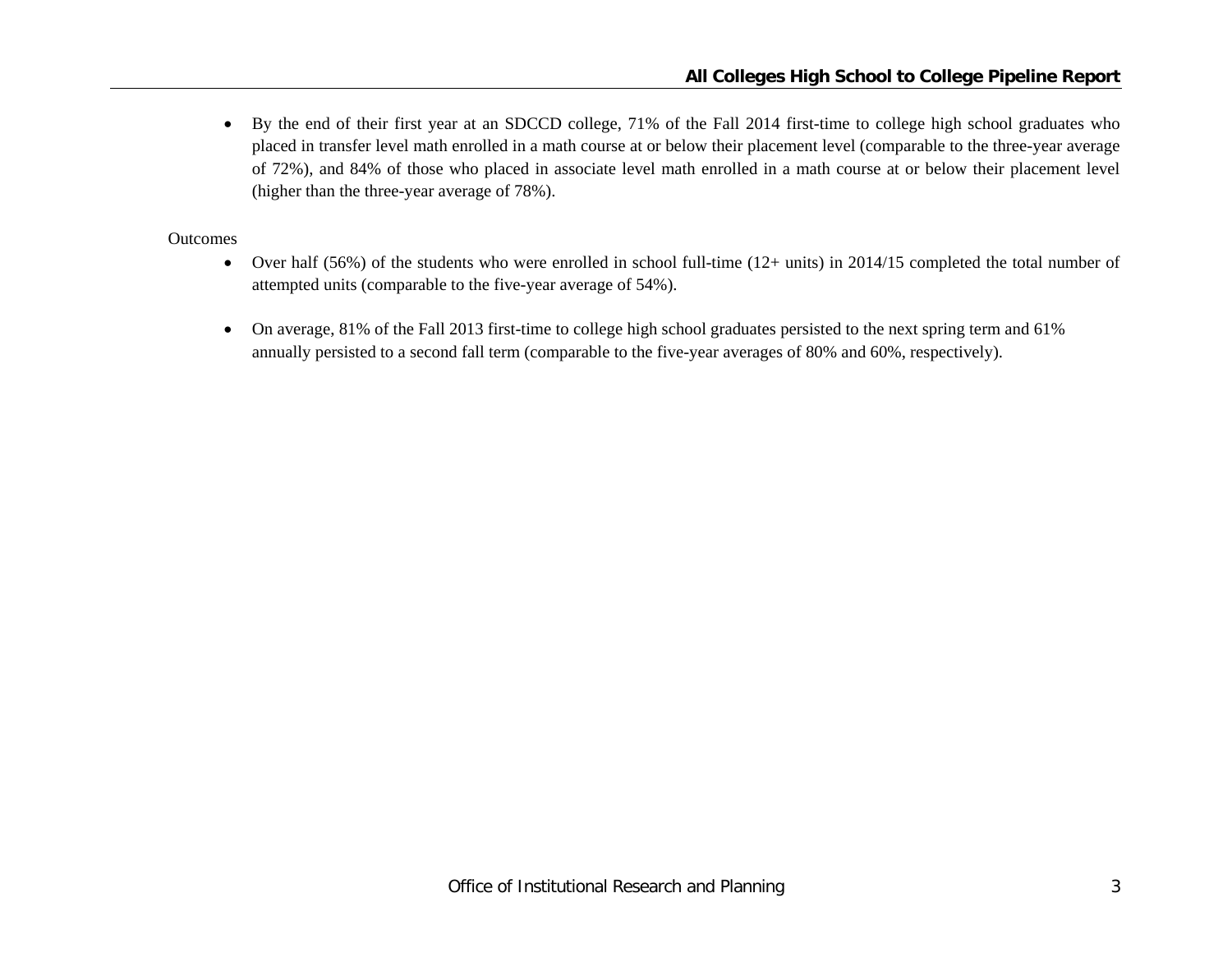- By the end of their first year at an SDCCD college, 71% of the Fall 2014 first-time to college high school graduates who placed in transfer level math enrolled in a math course at or below their placement level (comparable to the three-year average of 72%), and 84% of those who placed in associate level math enrolled in a math course at or below their placement level (higher than the three-year average of 78%).

Outcomes

- Over half (56%) of the students who were enrolled in school full-time (12+ units) in 2014/15 completed the total number of attempted units (comparable to the five-year average of 54%).

- On average, 81% of the Fall 2013 first-time to college high school graduates persisted to the next spring term and 61% annually persisted to a second fall term (comparable to the five-year averages of 80% and 60%, respectively).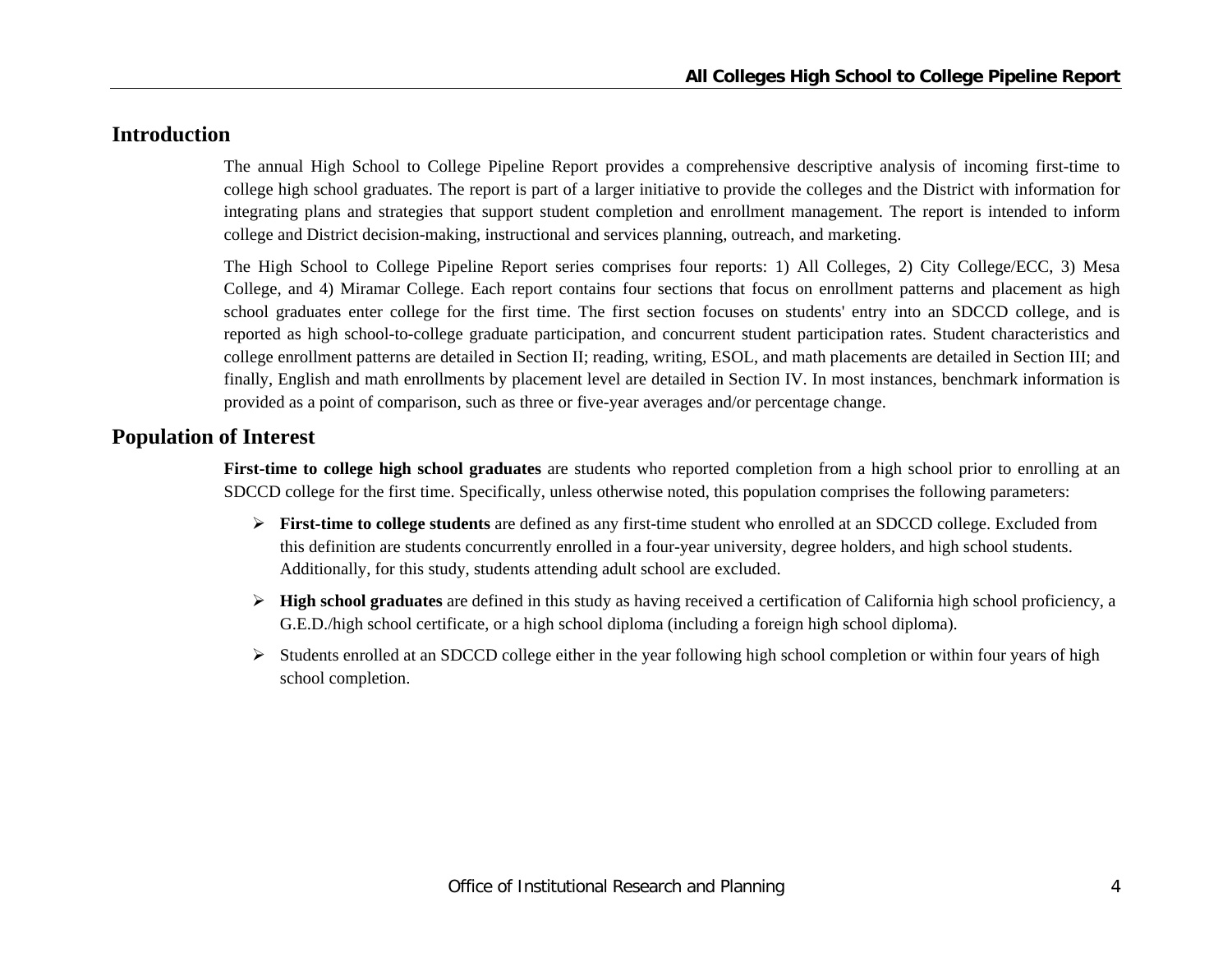## Introduction

The annual High School to College Pipeline Report provides a comprehensive descriptive analysis of incoming first-time to college high school graduates. The report is part of a larger initiative to provide the colleges and the District with information for integrating plans and strategies that support student completion and enrollment management. The report is intended to inform college and District decision-making, instructional and services planning, outreach, and marketing.

The High School to College Pipeline Report series comprises four reports: 1) All Colleges, 2) City College/ECC, 3) Mesa College, and 4) Miramar College. Each report contains four sections that focus on enrollment patterns and placement as high school graduates enter college for the first time. The first section focuses on students' entry into an SDCCD college, and is reported as high school-to-college graduate participation, and concurrent student participation rates. Student characteristics and college enrollment patterns are detailed in Section II; reading, writing, ESOL, and math placements are detailed in Section III; and finally, English and math enrollments by placement level are detailed in Section IV. In most instances, benchmark information is provided as a point of comparison, such as three or five-year averages and/or percentage change.

## Population of Interest

**First-time to college high school graduates** are students who reported completion from a high school prior to enrolling at an SDCCD college for the first time. Specifically, unless otherwise noted, this population comprises the following parameters:

- **First-time to college students** are defined as any first-time student who enrolled at an SDCCD college. Excluded from this definition are students concurrently enrolled in a four-year university, degree holders, and high school students. Additionally, for this study, students attending adult school are excluded.
- **High school graduates** are defined in this study as having received a certification of California high school proficiency, a G.E.D./high school certificate, or a high school diploma (including a foreign high school diploma).
- Students enrolled at an SDCCD college either in the year following high school completion or within four years of high school completion.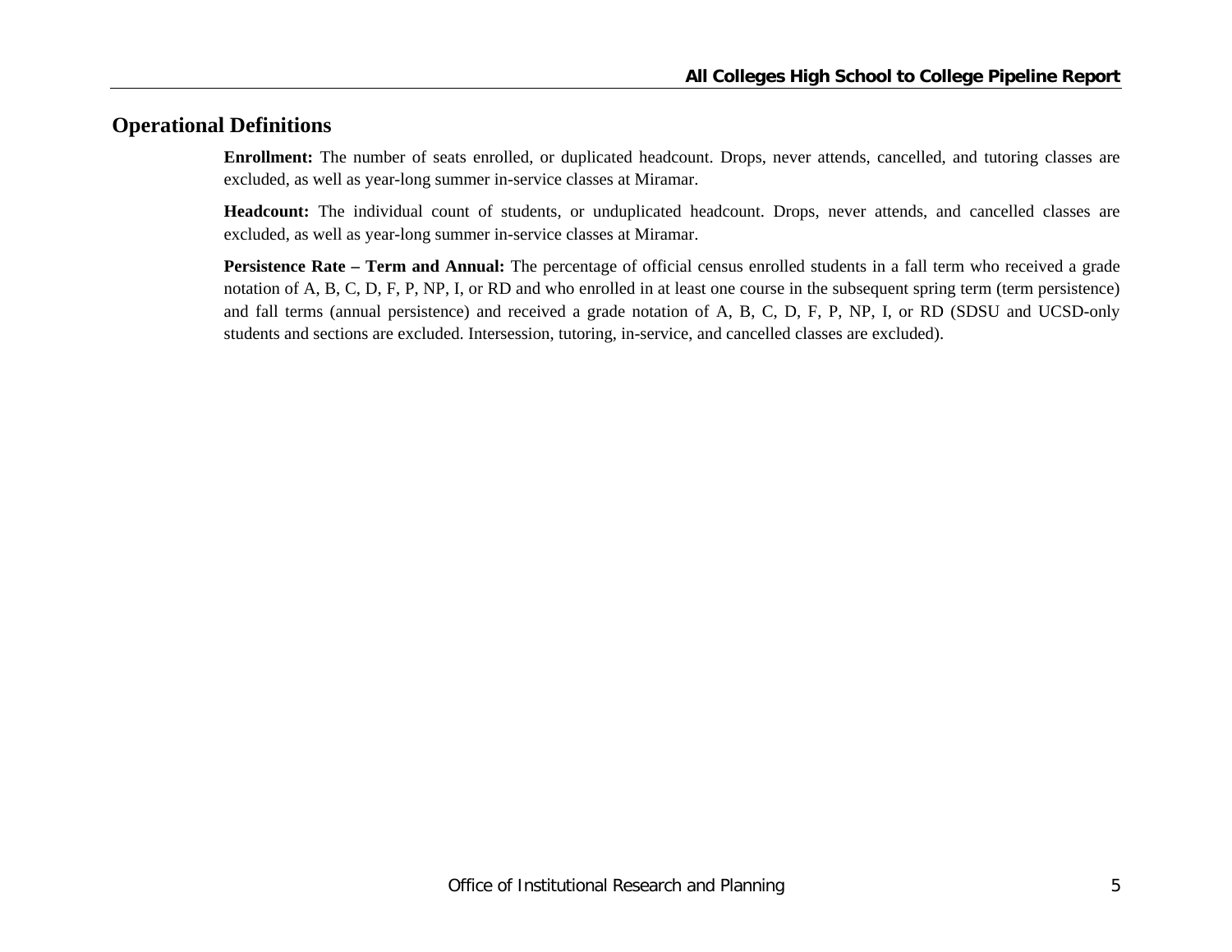## Operational Definitions

**Enrollment:** The number of seats enrolled, or duplicated headcount. Drops, never attends, cancelled, and tutoring classes are excluded, as well as year-long summer in-service classes at Miramar.

**Headcount:** The individual count of students, or unduplicated headcount. Drops, never attends, and cancelled classes are excluded, as well as year-long summer in-service classes at Miramar.

**Persistence Rate – Term and Annual:** The percentage of official census enrolled students in a fall term who received a grade notation of A, B, C, D, F, P, NP, I, or RD and who enrolled in at least one course in the subsequent spring term (term persistence) and fall terms (annual persistence) and received a grade notation of A, B, C, D, F, P, NP, I, or RD (SDSU and UCSD-only students and sections are excluded. Intersession, tutoring, in-service, and cancelled classes are excluded).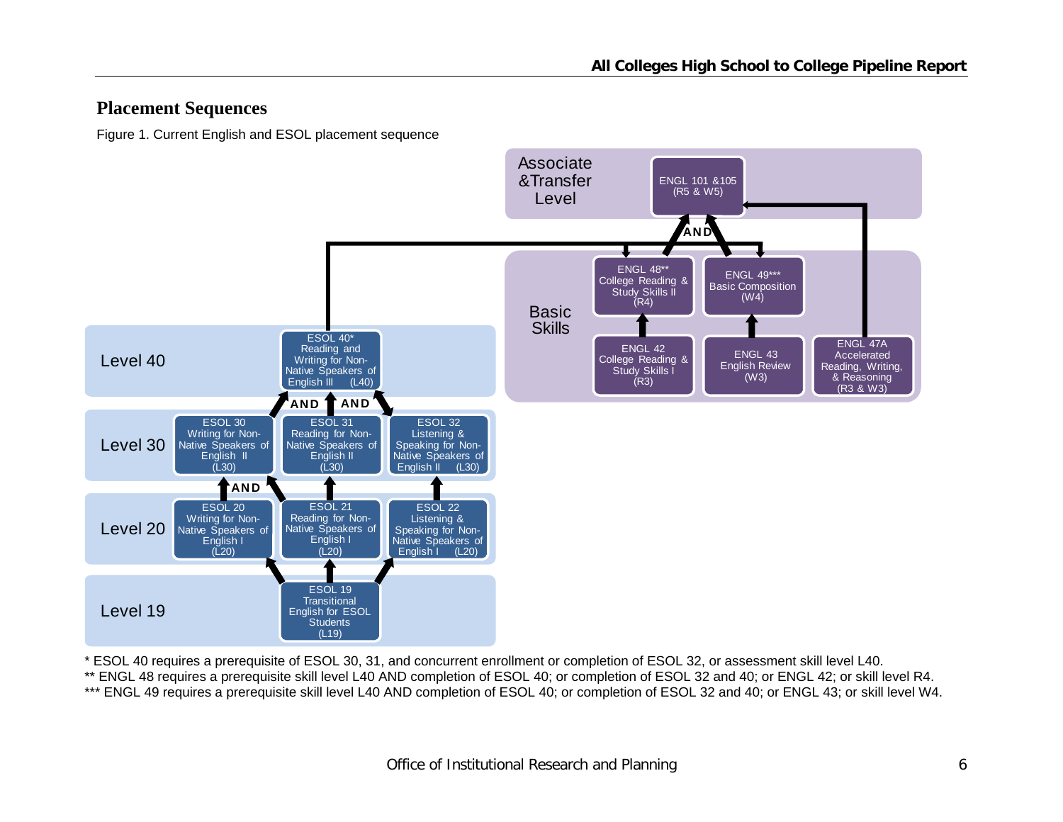## Placement Sequences

Figure 1. Current English and ESOL placement sequence

Associate &Transfer Level

ENGL 101 &105 (R5 & W5)

AND

Basic Skills

ENGL 48** College Reading & Study Skills II (R4)

ENGL 49*** Basic Composition (W4)

ENGL 42 College Reading & Study Skills I (R3)

ENGL 43 English Review (W3)

ENGL 47A Accelerated Reading, Writing, & Reasoning (R3 & W3)

Level 40

ESOL 40* Reading and Writing for Non-Native Speakers of English III (L40)

AND AND

Level 30

ESOL 30 Writing for Non-Native Speakers of English II (L30)

ESOL 31 Reading for Non-Native Speakers of English II (L30)

ESOL 32 Listening & Speaking for Non-Native Speakers of English II (L30)

AND

Level 20

ESOL 20 Writing for Non-Native Speakers of English I (L20)

ESOL 21 Reading for Non-Native Speakers of English I (L20)

ESOL 22 Listening & Speaking for Non-Native Speakers of English I (L20)

Level 19

ESOL 19 Transitional English for ESOL Students (L19)

\* ESOL 40 requires a prerequisite of ESOL 30, 31, and concurrent enrollment or completion of ESOL 32, or assessment skill level L40.

\** ENGL 48 requires a prerequisite skill level L40 AND completion of ESOL 40; or completion of ESOL 32 and 40; or ENGL 42; or skill level R4.

\*** ENGL 49 requires a prerequisite skill level L40 AND completion of ESOL 40; or completion of ESOL 32 and 40; or ENGL 43; or skill level W4.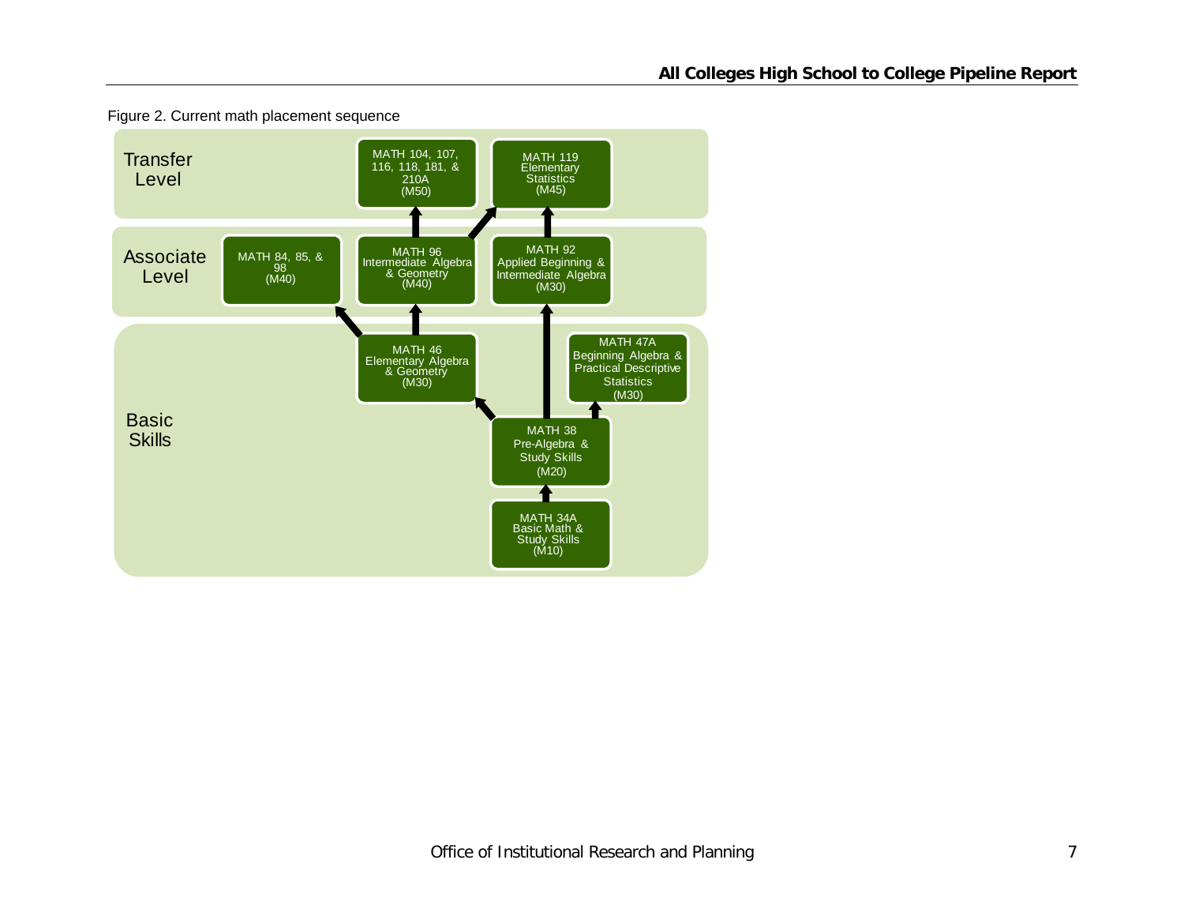Figure 2. Current math placement sequence

**Transfer Level**
- MATH 104, 107, 116, 118, 181, & 210A (M50)
- MATH 119 Elementary Statistics (M45)

**Associate Level**
- MATH 84, 85, & 98 (M40)
- MATH 96 Intermediate Algebra & Geometry (M40)
- MATH 92 Applied Beginning & Intermediate Algebra (M30)

**Basic Skills**
- MATH 46 Elementary Algebra & Geometry (M30)
- MATH 47A Beginning Algebra & Practical Descriptive Statistics (M30)
- MATH 38 Pre-Algebra & Study Skills (M20)
- MATH 34A Basic Math & Study Skills (M10)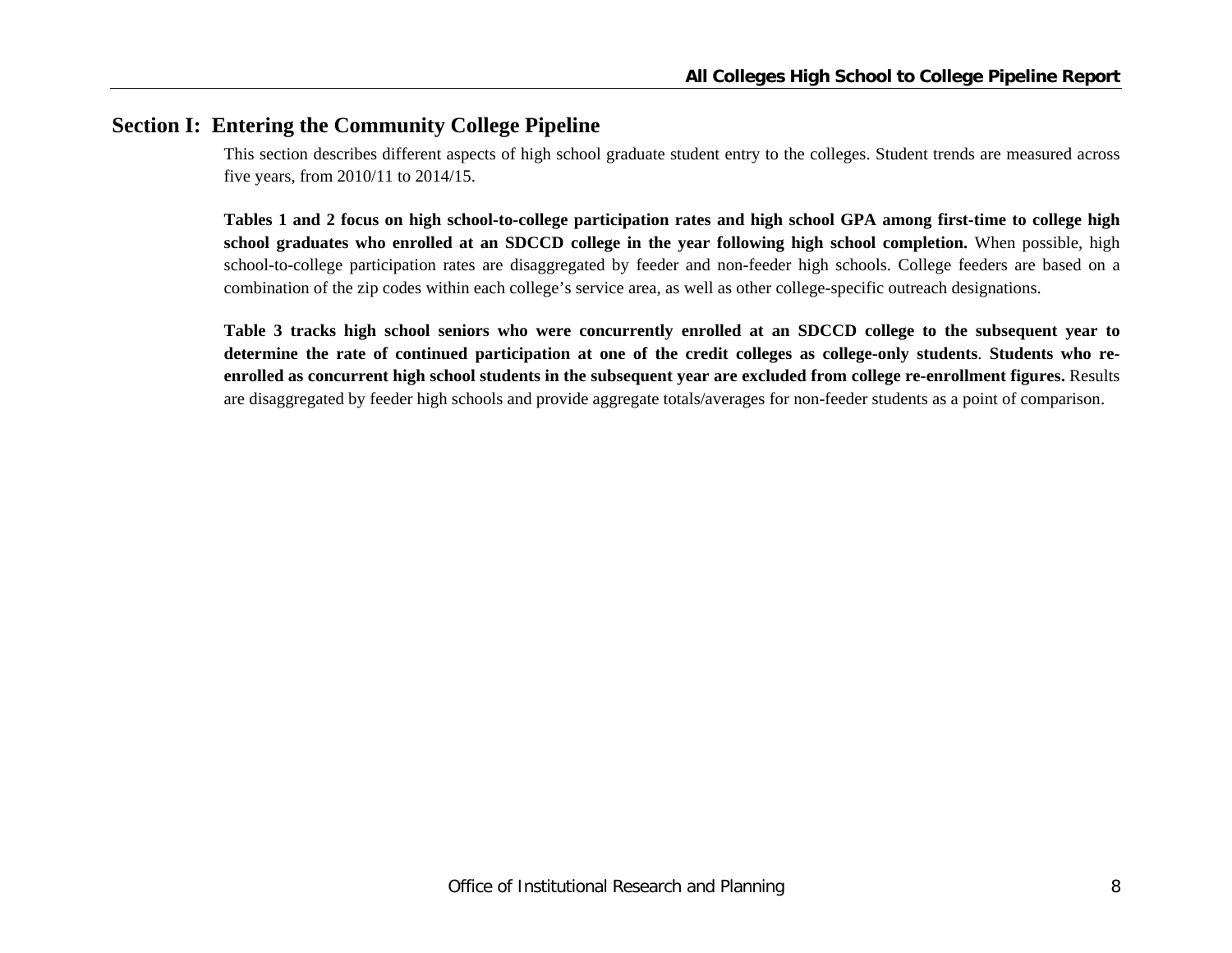## Section I: Entering the Community College Pipeline

This section describes different aspects of high school graduate student entry to the colleges. Student trends are measured across five years, from 2010/11 to 2014/15.

**Tables 1 and 2 focus on high school-to-college participation rates and high school GPA among first-time to college high school graduates who enrolled at an SDCCD college in the year following high school completion.** When possible, high school-to-college participation rates are disaggregated by feeder and non-feeder high schools. College feeders are based on a combination of the zip codes within each college's service area, as well as other college-specific outreach designations.

**Table 3 tracks high school seniors who were concurrently enrolled at an SDCCD college to the subsequent year to determine the rate of continued participation at one of the credit colleges as college-only students**. **Students who re-enrolled as concurrent high school students in the subsequent year are excluded from college re-enrollment figures.** Results are disaggregated by feeder high schools and provide aggregate totals/averages for non-feeder students as a point of comparison.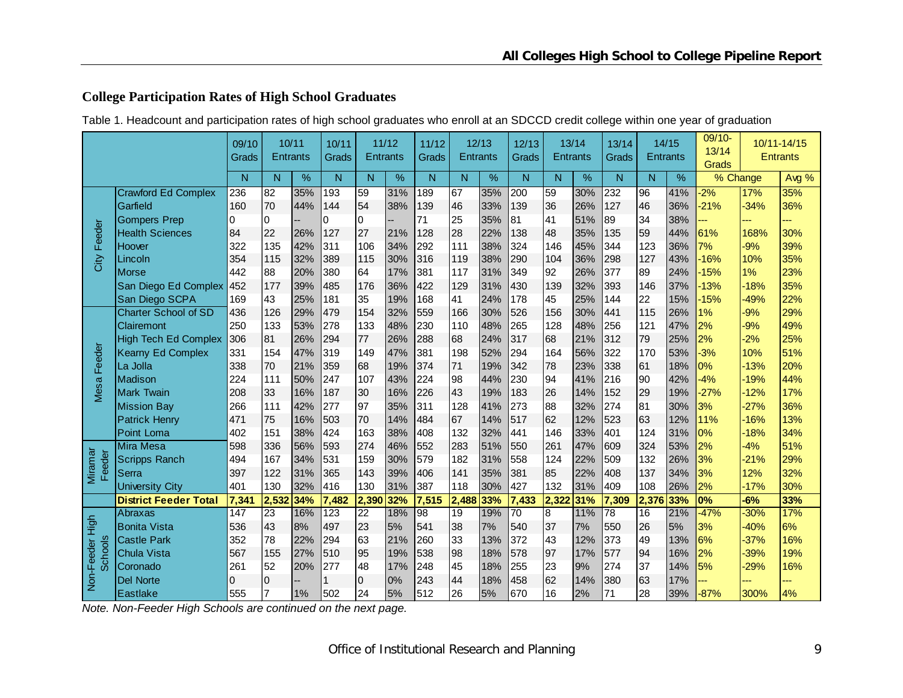## College Participation Rates of High School Graduates

Table 1. Headcount and participation rates of high school graduates who enroll at an SDCCD credit college within one year of graduation

| | | 09/10 Grads | 10/11 Entrants | | 10/11 Grads | 11/12 Entrants | | 11/12 Grads | 12/13 Entrants | | 12/13 Grads | 13/14 Entrants | | 13/14 Grads | 14/15 Entrants | | 09/10-13/14 Grads | 10/11-14/15 Entrants | |
|---|---|---|---|---|---|---|---|---|---|---|---|---|---|---|---|---|---|---|---|
| | | N | N | % | N | N | % | N | N | % | N | N | % | N | N | % | % Change | | Avg % |
| City Feeder | Crawford Ed Complex | 236 | 82 | 35% | 193 | 59 | 31% | 189 | 67 | 35% | 200 | 59 | 30% | 232 | 96 | 41% | -2% | 17% | 35% |
| | Garfield | 160 | 70 | 44% | 144 | 54 | 38% | 139 | 46 | 33% | 139 | 36 | 26% | 127 | 46 | 36% | -21% | -34% | 36% |
| | Gompers Prep | 0 | 0 | -- | 0 | 0 | -- | 71 | 25 | 35% | 81 | 41 | 51% | 89 | 34 | 38% | --- | --- | --- |
| | Health Sciences | 84 | 22 | 26% | 127 | 27 | 21% | 128 | 28 | 22% | 138 | 48 | 35% | 135 | 59 | 44% | 61% | 168% | 30% |
| | Hoover | 322 | 135 | 42% | 311 | 106 | 34% | 292 | 111 | 38% | 324 | 146 | 45% | 344 | 123 | 36% | 7% | -9% | 39% |
| | Lincoln | 354 | 115 | 32% | 389 | 115 | 30% | 316 | 119 | 38% | 290 | 104 | 36% | 298 | 127 | 43% | -16% | 10% | 35% |
| | Morse | 442 | 88 | 20% | 380 | 64 | 17% | 381 | 117 | 31% | 349 | 92 | 26% | 377 | 89 | 24% | -15% | 1% | 23% |
| | San Diego Ed Complex | 452 | 177 | 39% | 485 | 176 | 36% | 422 | 129 | 31% | 430 | 139 | 32% | 393 | 146 | 37% | -13% | -18% | 35% |
| | San Diego SCPA | 169 | 43 | 25% | 181 | 35 | 19% | 168 | 41 | 24% | 178 | 45 | 25% | 144 | 22 | 15% | -15% | -49% | 22% |
| Mesa Feeder | Charter School of SD | 436 | 126 | 29% | 479 | 154 | 32% | 559 | 166 | 30% | 526 | 156 | 30% | 441 | 115 | 26% | 1% | -9% | 29% |
| | Clairemont | 250 | 133 | 53% | 278 | 133 | 48% | 230 | 110 | 48% | 265 | 128 | 48% | 256 | 121 | 47% | 2% | -9% | 49% |
| | High Tech Ed Complex | 306 | 81 | 26% | 294 | 77 | 26% | 288 | 68 | 24% | 317 | 68 | 21% | 312 | 79 | 25% | 2% | -2% | 25% |
| | Kearny Ed Complex | 331 | 154 | 47% | 319 | 149 | 47% | 381 | 198 | 52% | 294 | 164 | 56% | 322 | 170 | 53% | -3% | 10% | 51% |
| | La Jolla | 338 | 70 | 21% | 359 | 68 | 19% | 374 | 71 | 19% | 342 | 78 | 23% | 338 | 61 | 18% | 0% | -13% | 20% |
| | Madison | 224 | 111 | 50% | 247 | 107 | 43% | 224 | 98 | 44% | 230 | 94 | 41% | 216 | 90 | 42% | -4% | -19% | 44% |
| | Mark Twain | 208 | 33 | 16% | 187 | 30 | 16% | 226 | 43 | 19% | 183 | 26 | 14% | 152 | 29 | 19% | -27% | -12% | 17% |
| | Mission Bay | 266 | 111 | 42% | 277 | 97 | 35% | 311 | 128 | 41% | 273 | 88 | 32% | 274 | 81 | 30% | 3% | -27% | 36% |
| | Patrick Henry | 471 | 75 | 16% | 503 | 70 | 14% | 484 | 67 | 14% | 517 | 62 | 12% | 523 | 63 | 12% | 11% | -16% | 13% |
| | Point Loma | 402 | 151 | 38% | 424 | 163 | 38% | 408 | 132 | 32% | 441 | 146 | 33% | 401 | 124 | 31% | 0% | -18% | 34% |
| Miramar Feeder | Mira Mesa | 598 | 336 | 56% | 593 | 274 | 46% | 552 | 283 | 51% | 550 | 261 | 47% | 609 | 324 | 53% | 2% | -4% | 51% |
| | Scripps Ranch | 494 | 167 | 34% | 531 | 159 | 30% | 579 | 182 | 31% | 558 | 124 | 22% | 509 | 132 | 26% | 3% | -21% | 29% |
| | Serra | 397 | 122 | 31% | 365 | 143 | 39% | 406 | 141 | 35% | 381 | 85 | 22% | 408 | 137 | 34% | 3% | 12% | 32% |
| | University City | 401 | 130 | 32% | 416 | 130 | 31% | 387 | 118 | 30% | 427 | 132 | 31% | 409 | 108 | 26% | 2% | -17% | 30% |
| | **District Feeder Total** | **7,341** | **2,532** | **34%** | **7,482** | **2,390** | **32%** | **7,515** | **2,488** | **33%** | **7,433** | **2,322** | **31%** | **7,309** | **2,376** | **33%** | **0%** | **-6%** | **33%** |
| Non-Feeder High Schools | Abraxas | 147 | 23 | 16% | 123 | 22 | 18% | 98 | 19 | 19% | 70 | 8 | 11% | 78 | 16 | 21% | -47% | -30% | 17% |
| | Bonita Vista | 536 | 43 | 8% | 497 | 23 | 5% | 541 | 38 | 7% | 540 | 37 | 7% | 550 | 26 | 5% | 3% | -40% | 6% |
| | Castle Park | 352 | 78 | 22% | 294 | 63 | 21% | 260 | 33 | 13% | 372 | 43 | 12% | 373 | 49 | 13% | 6% | -37% | 16% |
| | Chula Vista | 567 | 155 | 27% | 510 | 95 | 19% | 538 | 98 | 18% | 578 | 97 | 17% | 577 | 94 | 16% | 2% | -39% | 19% |
| | Coronado | 261 | 52 | 20% | 277 | 48 | 17% | 248 | 45 | 18% | 255 | 23 | 9% | 274 | 37 | 14% | 5% | -29% | 16% |
| | Del Norte | 0 | 0 | -- | 1 | 0 | 0% | 243 | 44 | 18% | 458 | 62 | 14% | 380 | 63 | 17% | --- | --- | --- |
| | Eastlake | 555 | 7 | 1% | 502 | 24 | 5% | 512 | 26 | 5% | 670 | 16 | 2% | 71 | 28 | 39% | -87% | 300% | 4% |

*Note. Non-Feeder High Schools are continued on the next page.*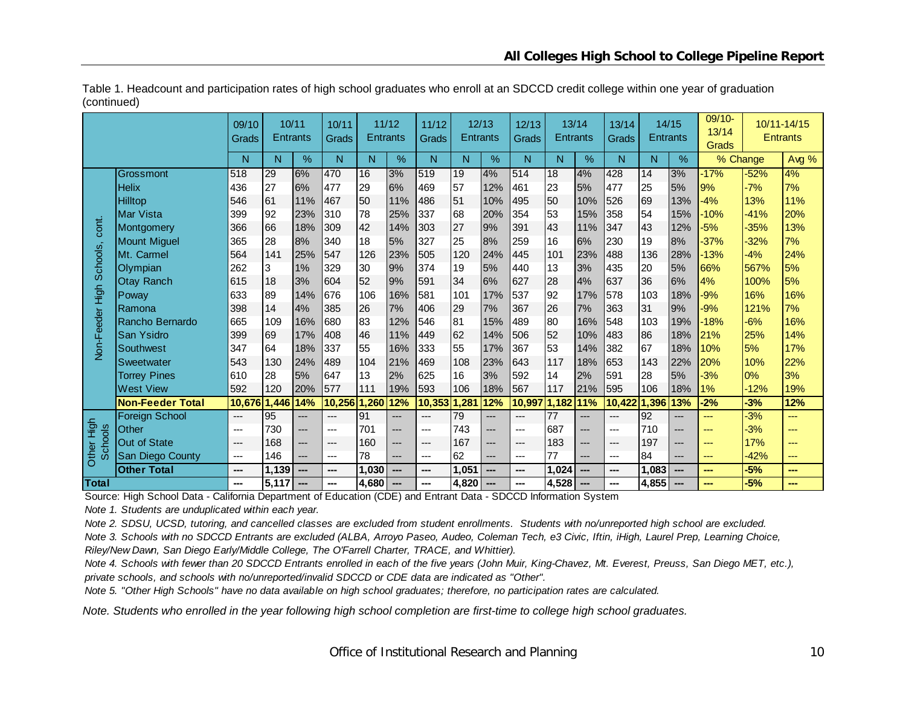Table 1. Headcount and participation rates of high school graduates who enroll at an SDCCD credit college within one year of graduation (continued)

| | | 09/10 Grads | 10/11 Entrants | | 10/11 Grads | 11/12 Entrants | | 11/12 Grads | 12/13 Entrants | | 12/13 Grads | 13/14 Entrants | | 13/14 Grads | 14/15 Entrants | | 09/10-13/14 Grads | 10/11-14/15 Entrants | |
|---|---|---|---|---|---|---|---|---|---|---|---|---|---|---|---|---|---|---|---|
| | | N | N | % | N | N | % | N | N | % | N | N | % | N | N | % | % Change | | Avg % |
| Non-Feeder High Schools, cont. | Grossmont | 518 | 29 | 6% | 470 | 16 | 3% | 519 | 19 | 4% | 514 | 18 | 4% | 428 | 14 | 3% | -17% | -52% | 4% |
| | Helix | 436 | 27 | 6% | 477 | 29 | 6% | 469 | 57 | 12% | 461 | 23 | 5% | 477 | 25 | 5% | 9% | -7% | 7% |
| | Hilltop | 546 | 61 | 11% | 467 | 50 | 11% | 486 | 51 | 10% | 495 | 50 | 10% | 526 | 69 | 13% | -4% | 13% | 11% |
| | Mar Vista | 399 | 92 | 23% | 310 | 78 | 25% | 337 | 68 | 20% | 354 | 53 | 15% | 358 | 54 | 15% | -10% | -41% | 20% |
| | Montgomery | 366 | 66 | 18% | 309 | 42 | 14% | 303 | 27 | 9% | 391 | 43 | 11% | 347 | 43 | 12% | -5% | -35% | 13% |
| | Mount Miguel | 365 | 28 | 8% | 340 | 18 | 5% | 327 | 25 | 8% | 259 | 16 | 6% | 230 | 19 | 8% | -37% | -32% | 7% |
| | Mt. Carmel | 564 | 141 | 25% | 547 | 126 | 23% | 505 | 120 | 24% | 445 | 101 | 23% | 488 | 136 | 28% | -13% | -4% | 24% |
| | Olympian | 262 | 3 | 1% | 329 | 30 | 9% | 374 | 19 | 5% | 440 | 13 | 3% | 435 | 20 | 5% | 66% | 567% | 5% |
| | Otay Ranch | 615 | 18 | 3% | 604 | 52 | 9% | 591 | 34 | 6% | 627 | 28 | 4% | 637 | 36 | 6% | 4% | 100% | 5% |
| | Poway | 633 | 89 | 14% | 676 | 106 | 16% | 581 | 101 | 17% | 537 | 92 | 17% | 578 | 103 | 18% | -9% | 16% | 16% |
| | Ramona | 398 | 14 | 4% | 385 | 26 | 7% | 406 | 29 | 7% | 367 | 26 | 7% | 363 | 31 | 9% | -9% | 121% | 7% |
| | Rancho Bernardo | 665 | 109 | 16% | 680 | 83 | 12% | 546 | 81 | 15% | 489 | 80 | 16% | 548 | 103 | 19% | -18% | -6% | 16% |
| | San Ysidro | 399 | 69 | 17% | 408 | 46 | 11% | 449 | 62 | 14% | 506 | 52 | 10% | 483 | 86 | 18% | 21% | 25% | 14% |
| | Southwest | 347 | 64 | 18% | 337 | 55 | 16% | 333 | 55 | 17% | 367 | 53 | 14% | 382 | 67 | 18% | 10% | 5% | 17% |
| | Sweetwater | 543 | 130 | 24% | 489 | 104 | 21% | 469 | 108 | 23% | 643 | 117 | 18% | 653 | 143 | 22% | 20% | 10% | 22% |
| | Torrey Pines | 610 | 28 | 5% | 647 | 13 | 2% | 625 | 16 | 3% | 592 | 14 | 2% | 591 | 28 | 5% | -3% | 0% | 3% |
| | West View | 592 | 120 | 20% | 577 | 111 | 19% | 593 | 106 | 18% | 567 | 117 | 21% | 595 | 106 | 18% | 1% | -12% | 19% |
| | **Non-Feeder Total** | **10,676** | **1,446** | **14%** | **10,256** | **1,260** | **12%** | **10,353** | **1,281** | **12%** | **10,997** | **1,182** | **11%** | **10,422** | **1,396** | **13%** | **-2%** | **-3%** | **12%** |
| Other High Schools | Foreign School | --- | 95 | --- | --- | 91 | --- | --- | 79 | --- | --- | 77 | --- | --- | 92 | --- | --- | -3% | --- |
| | Other | --- | 730 | --- | --- | 701 | --- | --- | 743 | --- | --- | 687 | --- | --- | 710 | --- | --- | -3% | --- |
| | Out of State | --- | 168 | --- | --- | 160 | --- | --- | 167 | --- | --- | 183 | --- | --- | 197 | --- | --- | 17% | --- |
| | San Diego County | --- | 146 | --- | --- | 78 | --- | --- | 62 | --- | --- | 77 | --- | --- | 84 | --- | --- | -42% | --- |
| | **Other Total** | **---** | **1,139** | **---** | **---** | **1,030** | **---** | **---** | **1,051** | **---** | **---** | **1,024** | **---** | **---** | **1,083** | **---** | **---** | **-5%** | **---** |
| **Total** | | **---** | **5,117** | **---** | **---** | **4,680** | **---** | **---** | **4,820** | **---** | **---** | **4,528** | **---** | **---** | **4,855** | **---** | **---** | **-5%** | **---** |

Source: High School Data - California Department of Education (CDE) and Entrant Data - SDCCD Information System

*Note 1. Students are unduplicated within each year.*

*Note 2. SDSU, UCSD, tutoring, and cancelled classes are excluded from student enrollments. Students with no/unreported high school are excluded.*

*Note 3. Schools with no SDCCD Entrants are excluded (ALBA, Arroyo Paseo, Audeo, Coleman Tech, e3 Civic, Iftin, iHigh, Laurel Prep, Learning Choice, Riley/New Dawn, San Diego Early/Middle College, The O'Farrell Charter, TRACE, and Whittier).*

*Note 4. Schools with fewer than 20 SDCCD Entrants enrolled in each of the five years (John Muir, King-Chavez, Mt. Everest, Preuss, San Diego MET, etc.), private schools, and schools with no/unreported/invalid SDCCD or CDE data are indicated as "Other".*

*Note 5. "Other High Schools" have no data available on high school graduates; therefore, no participation rates are calculated.*

*Note. Students who enrolled in the year following high school completion are first-time to college high school graduates.*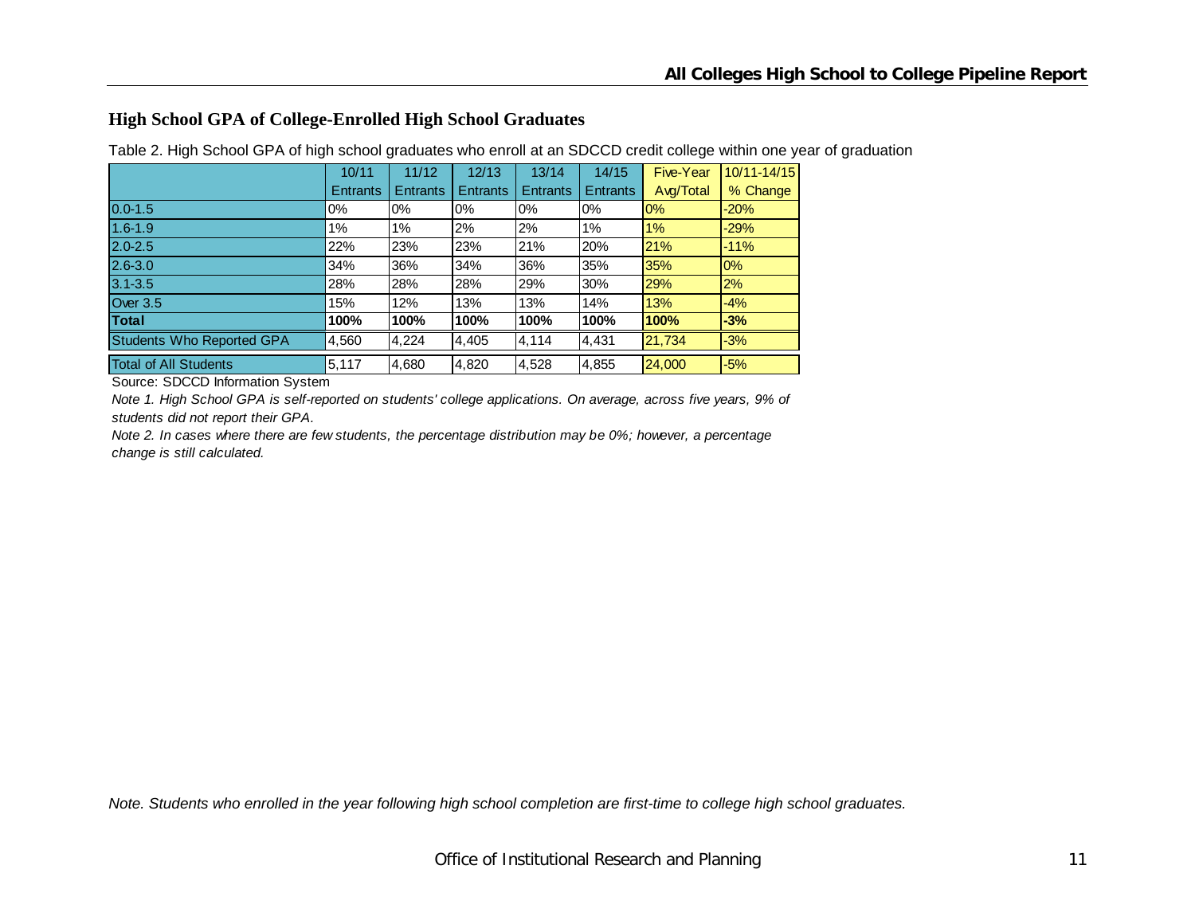## High School GPA of College-Enrolled High School Graduates

Table 2. High School GPA of high school graduates who enroll at an SDCCD credit college within one year of graduation

| | 10/11 Entrants | 11/12 Entrants | 12/13 Entrants | 13/14 Entrants | 14/15 Entrants | Five-Year Avg/Total | 10/11-14/15 % Change |
|---|---|---|---|---|---|---|---|
| 0.0-1.5 | 0% | 0% | 0% | 0% | 0% | 0% | -20% |
| 1.6-1.9 | 1% | 1% | 2% | 2% | 1% | 1% | -29% |
| 2.0-2.5 | 22% | 23% | 23% | 21% | 20% | 21% | -11% |
| 2.6-3.0 | 34% | 36% | 34% | 36% | 35% | 35% | 0% |
| 3.1-3.5 | 28% | 28% | 28% | 29% | 30% | 29% | 2% |
| Over 3.5 | 15% | 12% | 13% | 13% | 14% | 13% | -4% |
| **Total** | **100%** | **100%** | **100%** | **100%** | **100%** | **100%** | **-3%** |
| Students Who Reported GPA | 4,560 | 4,224 | 4,405 | 4,114 | 4,431 | 21,734 | -3% |
| Total of All Students | 5,117 | 4,680 | 4,820 | 4,528 | 4,855 | 24,000 | -5% |

Source: SDCCD Information System

*Note 1. High School GPA is self-reported on students' college applications. On average, across five years, 9% of students did not report their GPA.*

*Note 2. In cases where there are few students, the percentage distribution may be 0%; however, a percentage change is still calculated.*

*Note. Students who enrolled in the year following high school completion are first-time to college high school graduates.*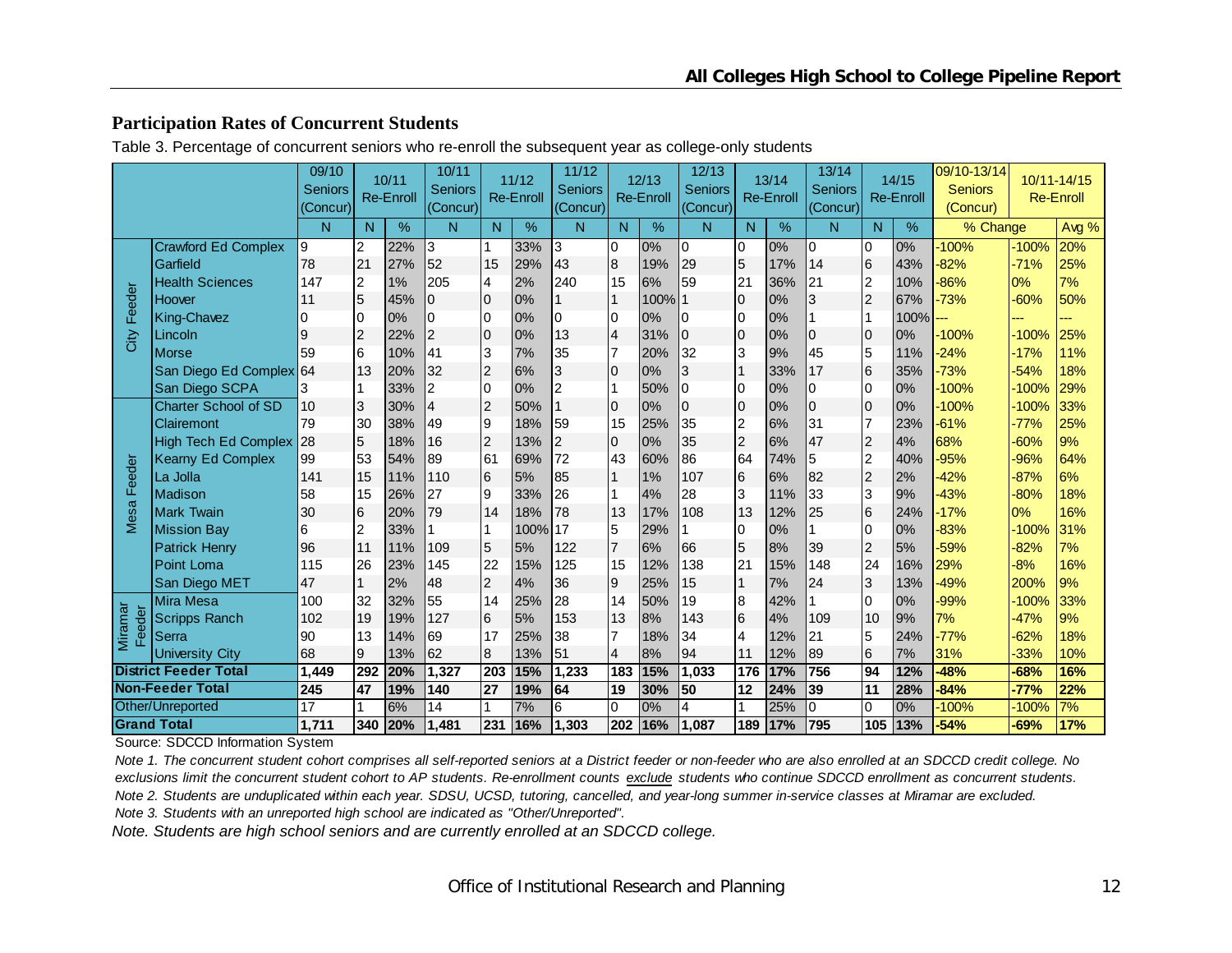## Participation Rates of Concurrent Students

Table 3. Percentage of concurrent seniors who re-enroll the subsequent year as college-only students

| | | 09/10 Seniors (Concur) | 10/11 Re-Enroll | | 10/11 Seniors (Concur) | 11/12 Re-Enroll | | 11/12 Seniors (Concur) | 12/13 Re-Enroll | | 12/13 Seniors (Concur) | 13/14 Re-Enroll | | 13/14 Seniors (Concur) | 14/15 Re-Enroll | | 09/10-13/14 Seniors (Concur) | 10/11-14/15 Re-Enroll | |
|---|---|---|---|---|---|---|---|---|---|---|---|---|---|---|---|---|---|---|---|
| | | N | N | % | N | N | % | N | N | % | N | N | % | N | N | % | % Change | | Avg % |
| City Feeder | Crawford Ed Complex | 9 | 2 | 22% | 3 | 1 | 33% | 3 | 0 | 0% | 0 | 0 | 0% | 0 | 0 | 0% | -100% | -100% | 20% |
| | Garfield | 78 | 21 | 27% | 52 | 15 | 29% | 43 | 8 | 19% | 29 | 5 | 17% | 14 | 6 | 43% | -82% | -71% | 25% |
| | Health Sciences | 147 | 2 | 1% | 205 | 4 | 2% | 240 | 15 | 6% | 59 | 21 | 36% | 21 | 2 | 10% | -86% | 0% | 7% |
| | Hoover | 11 | 5 | 45% | 0 | 0 | 0% | 1 | 1 | 100% | 1 | 0 | 0% | 3 | 2 | 67% | -73% | -60% | 50% |
| | King-Chavez | 0 | 0 | 0% | 0 | 0 | 0% | 0 | 0 | 0% | 0 | 0 | 0% | 1 | 1 | 100% | --- | --- | --- |
| | Lincoln | 9 | 2 | 22% | 2 | 0 | 0% | 13 | 4 | 31% | 0 | 0 | 0% | 0 | 0 | 0% | -100% | -100% | 25% |
| | Morse | 59 | 6 | 10% | 41 | 3 | 7% | 35 | 7 | 20% | 32 | 3 | 9% | 45 | 5 | 11% | -24% | -17% | 11% |
| | San Diego Ed Complex | 64 | 13 | 20% | 32 | 2 | 6% | 3 | 0 | 0% | 3 | 1 | 33% | 17 | 6 | 35% | -73% | -54% | 18% |
| | San Diego SCPA | 3 | 1 | 33% | 2 | 0 | 0% | 2 | 1 | 50% | 0 | 0 | 0% | 0 | 0 | 0% | -100% | -100% | 29% |
| Mesa Feeder | Charter School of SD | 10 | 3 | 30% | 4 | 2 | 50% | 1 | 0 | 0% | 0 | 0 | 0% | 0 | 0 | 0% | -100% | -100% | 33% |
| | Clairemont | 79 | 30 | 38% | 49 | 9 | 18% | 59 | 15 | 25% | 35 | 2 | 6% | 31 | 7 | 23% | -61% | -77% | 25% |
| | High Tech Ed Complex | 28 | 5 | 18% | 16 | 2 | 13% | 2 | 0 | 0% | 35 | 2 | 6% | 47 | 2 | 4% | 68% | -60% | 9% |
| | Kearny Ed Complex | 99 | 53 | 54% | 89 | 61 | 69% | 72 | 43 | 60% | 86 | 64 | 74% | 5 | 2 | 40% | -95% | -96% | 64% |
| | La Jolla | 141 | 15 | 11% | 110 | 6 | 5% | 85 | 1 | 1% | 107 | 6 | 6% | 82 | 2 | 2% | -42% | -87% | 6% |
| | Madison | 58 | 15 | 26% | 27 | 9 | 33% | 26 | 1 | 4% | 28 | 3 | 11% | 33 | 3 | 9% | -43% | -80% | 18% |
| | Mark Twain | 30 | 6 | 20% | 79 | 14 | 18% | 78 | 13 | 17% | 108 | 13 | 12% | 25 | 6 | 24% | -17% | 0% | 16% |
| | Mission Bay | 6 | 2 | 33% | 1 | 1 | 100% | 17 | 5 | 29% | 1 | 0 | 0% | 1 | 0 | 0% | -83% | -100% | 31% |
| | Patrick Henry | 96 | 11 | 11% | 109 | 5 | 5% | 122 | 7 | 6% | 66 | 5 | 8% | 39 | 2 | 5% | -59% | -82% | 7% |
| | Point Loma | 115 | 26 | 23% | 145 | 22 | 15% | 125 | 15 | 12% | 138 | 21 | 15% | 148 | 24 | 16% | 29% | -8% | 16% |
| | San Diego MET | 47 | 1 | 2% | 48 | 2 | 4% | 36 | 9 | 25% | 15 | 1 | 7% | 24 | 3 | 13% | -49% | 200% | 9% |
| Miramar Feeder | Mira Mesa | 100 | 32 | 32% | 55 | 14 | 25% | 28 | 14 | 50% | 19 | 8 | 42% | 1 | 0 | 0% | -99% | -100% | 33% |
| | Scripps Ranch | 102 | 19 | 19% | 127 | 6 | 5% | 153 | 13 | 8% | 143 | 6 | 4% | 109 | 10 | 9% | 7% | -47% | 9% |
| | Serra | 90 | 13 | 14% | 69 | 17 | 25% | 38 | 7 | 18% | 34 | 4 | 12% | 21 | 5 | 24% | -77% | -62% | 18% |
| | University City | 68 | 9 | 13% | 62 | 8 | 13% | 51 | 4 | 8% | 94 | 11 | 12% | 89 | 6 | 7% | 31% | -33% | 10% |
| **District Feeder Total** | | **1,449** | **292** | **20%** | **1,327** | **203** | **15%** | **1,233** | **183** | **15%** | **1,033** | **176** | **17%** | **756** | **94** | **12%** | **-48%** | **-68%** | **16%** |
| **Non-Feeder Total** | | **245** | **47** | **19%** | **140** | **27** | **19%** | **64** | **19** | **30%** | **50** | **12** | **24%** | **39** | **11** | **28%** | **-84%** | **-77%** | **22%** |
| Other/Unreported | | 17 | 1 | 6% | 14 | 1 | 7% | 6 | 0 | 0% | 4 | 1 | 25% | 0 | 0 | 0% | -100% | -100% | 7% |
| **Grand Total** | | **1,711** | **340** | **20%** | **1,481** | **231** | **16%** | **1,303** | **202** | **16%** | **1,087** | **189** | **17%** | **795** | **105** | **13%** | **-54%** | **-69%** | **17%** |

Source: SDCCD Information System

*Note 1. The concurrent student cohort comprises all self-reported seniors at a District feeder or non-feeder who are also enrolled at an SDCCD credit college. No exclusions limit the concurrent student cohort to AP students. Re-enrollment counts exclude students who continue SDCCD enrollment as concurrent students.*

*Note 2. Students are unduplicated within each year. SDSU, UCSD, tutoring, cancelled, and year-long summer in-service classes at Miramar are excluded.*

*Note 3. Students with an unreported high school are indicated as "Other/Unreported".*

*Note. Students are high school seniors and are currently enrolled at an SDCCD college.*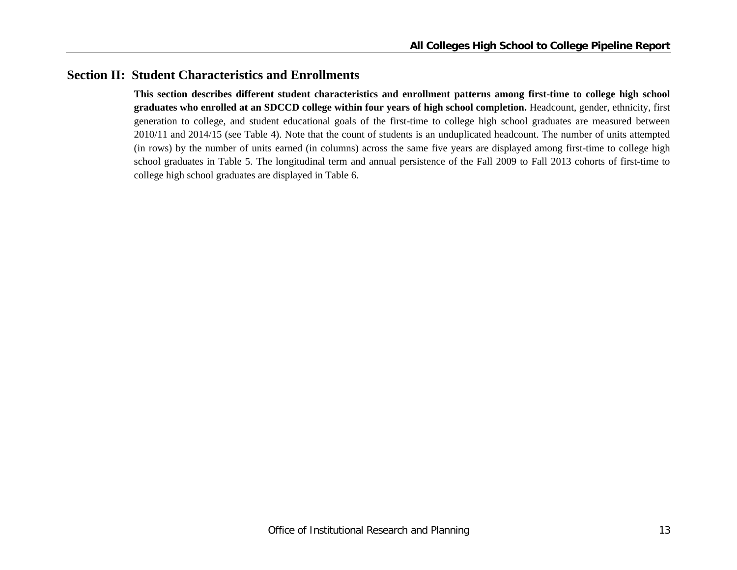## Section II: Student Characteristics and Enrollments

**This section describes different student characteristics and enrollment patterns among first-time to college high school graduates who enrolled at an SDCCD college within four years of high school completion.** Headcount, gender, ethnicity, first generation to college, and student educational goals of the first-time to college high school graduates are measured between 2010/11 and 2014/15 (see Table 4). Note that the count of students is an unduplicated headcount. The number of units attempted (in rows) by the number of units earned (in columns) across the same five years are displayed among first-time to college high school graduates in Table 5. The longitudinal term and annual persistence of the Fall 2009 to Fall 2013 cohorts of first-time to college high school graduates are displayed in Table 6.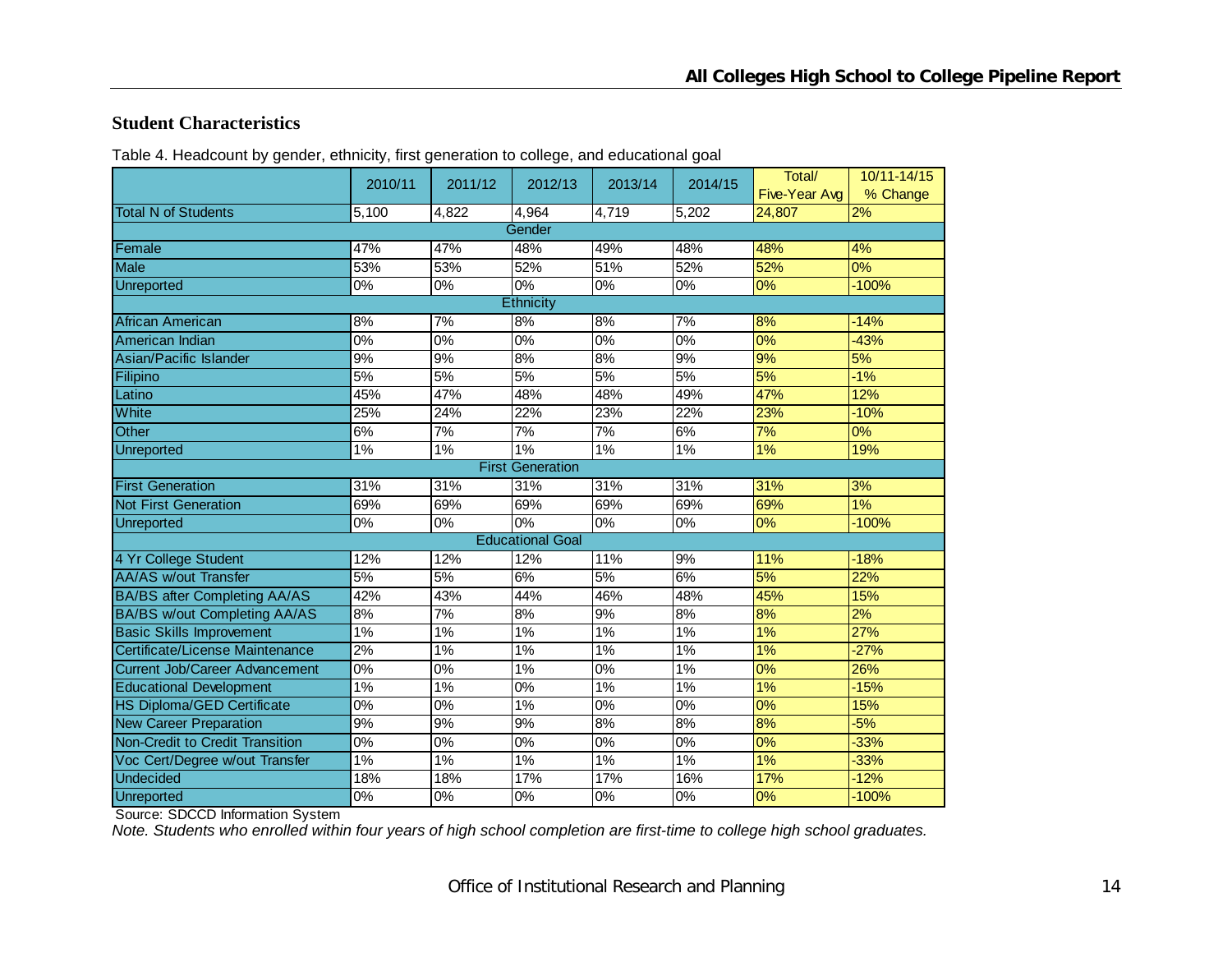## Student Characteristics

Table 4. Headcount by gender, ethnicity, first generation to college, and educational goal

| | 2010/11 | 2011/12 | 2012/13 | 2013/14 | 2014/15 | Total/ Five-Year Avg | 10/11-14/15 % Change |
|---|---|---|---|---|---|---|---|
| Total N of Students | 5,100 | 4,822 | 4,964 | 4,719 | 5,202 | 24,807 | 2% |
| **Gender** | | | | | | | |
| Female | 47% | 47% | 48% | 49% | 48% | 48% | 4% |
| Male | 53% | 53% | 52% | 51% | 52% | 52% | 0% |
| Unreported | 0% | 0% | 0% | 0% | 0% | 0% | -100% |
| **Ethnicity** | | | | | | | |
| African American | 8% | 7% | 8% | 8% | 7% | 8% | -14% |
| American Indian | 0% | 0% | 0% | 0% | 0% | 0% | -43% |
| Asian/Pacific Islander | 9% | 9% | 8% | 8% | 9% | 9% | 5% |
| Filipino | 5% | 5% | 5% | 5% | 5% | 5% | -1% |
| Latino | 45% | 47% | 48% | 48% | 49% | 47% | 12% |
| White | 25% | 24% | 22% | 23% | 22% | 23% | -10% |
| Other | 6% | 7% | 7% | 7% | 6% | 7% | 0% |
| Unreported | 1% | 1% | 1% | 1% | 1% | 1% | 19% |
| **First Generation** | | | | | | | |
| First Generation | 31% | 31% | 31% | 31% | 31% | 31% | 3% |
| Not First Generation | 69% | 69% | 69% | 69% | 69% | 69% | 1% |
| Unreported | 0% | 0% | 0% | 0% | 0% | 0% | -100% |
| **Educational Goal** | | | | | | | |
| 4 Yr College Student | 12% | 12% | 12% | 11% | 9% | 11% | -18% |
| AA/AS w/out Transfer | 5% | 5% | 6% | 5% | 6% | 5% | 22% |
| BA/BS after Completing AA/AS | 42% | 43% | 44% | 46% | 48% | 45% | 15% |
| BA/BS w/out Completing AA/AS | 8% | 7% | 8% | 9% | 8% | 8% | 2% |
| Basic Skills Improvement | 1% | 1% | 1% | 1% | 1% | 1% | 27% |
| Certificate/License Maintenance | 2% | 1% | 1% | 1% | 1% | 1% | -27% |
| Current Job/Career Advancement | 0% | 0% | 1% | 0% | 1% | 0% | 26% |
| Educational Development | 1% | 1% | 0% | 1% | 1% | 1% | -15% |
| HS Diploma/GED Certificate | 0% | 0% | 1% | 0% | 0% | 0% | 15% |
| New Career Preparation | 9% | 9% | 9% | 8% | 8% | 8% | -5% |
| Non-Credit to Credit Transition | 0% | 0% | 0% | 0% | 0% | 0% | -33% |
| Voc Cert/Degree w/out Transfer | 1% | 1% | 1% | 1% | 1% | 1% | -33% |
| Undecided | 18% | 18% | 17% | 17% | 16% | 17% | -12% |
| Unreported | 0% | 0% | 0% | 0% | 0% | 0% | -100% |

Source: SDCCD Information System

*Note. Students who enrolled within four years of high school completion are first-time to college high school graduates.*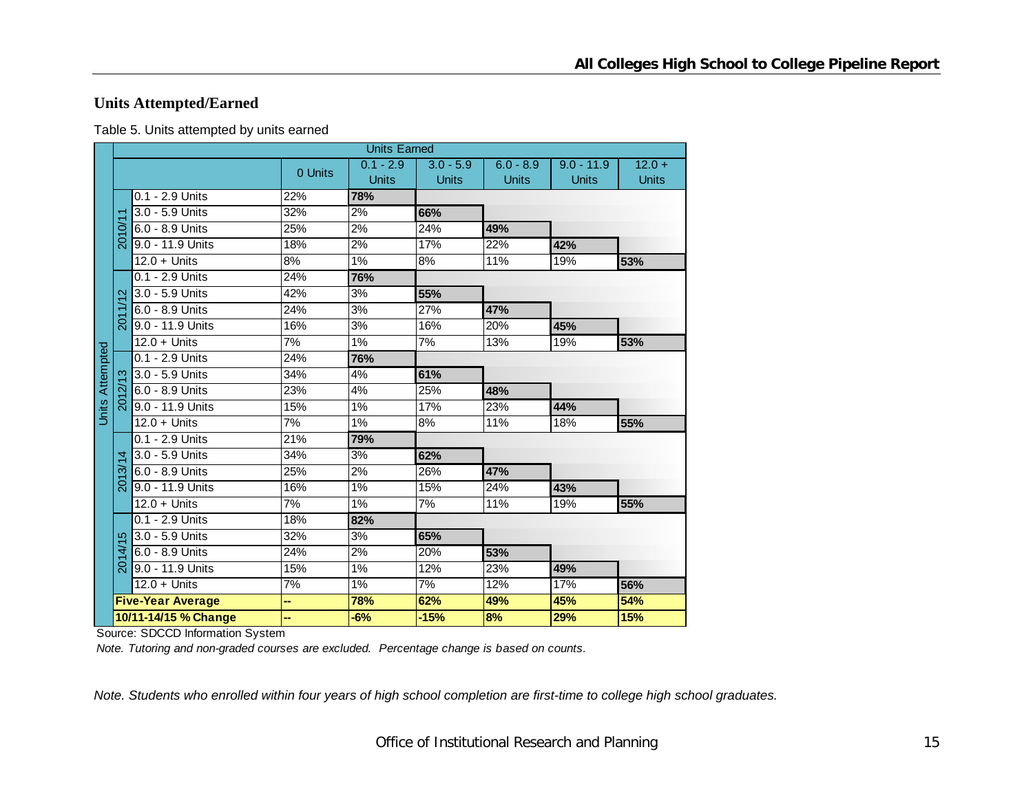## Units Attempted/Earned

Table 5. Units attempted by units earned

| Units Attempted | | Units Earned | | | | | |
|---|---|---|---|---|---|---|---|
| | | 0 Units | 0.1 - 2.9 Units | 3.0 - 5.9 Units | 6.0 - 8.9 Units | 9.0 - 11.9 Units | 12.0 + Units |
| 2010/11 | 0.1 - 2.9 Units | 22% | **78%** | | | | |
| | 3.0 - 5.9 Units | 32% | 2% | **66%** | | | |
| | 6.0 - 8.9 Units | 25% | 2% | 24% | **49%** | | |
| | 9.0 - 11.9 Units | 18% | 2% | 17% | 22% | **42%** | |
| | 12.0 + Units | 8% | 1% | 8% | 11% | 19% | **53%** |
| 2011/12 | 0.1 - 2.9 Units | 24% | **76%** | | | | |
| | 3.0 - 5.9 Units | 42% | 3% | **55%** | | | |
| | 6.0 - 8.9 Units | 24% | 3% | 27% | **47%** | | |
| | 9.0 - 11.9 Units | 16% | 3% | 16% | 20% | **45%** | |
| | 12.0 + Units | 7% | 1% | 7% | 13% | 19% | **53%** |
| 2012/13 | 0.1 - 2.9 Units | 24% | **76%** | | | | |
| | 3.0 - 5.9 Units | 34% | 4% | **61%** | | | |
| | 6.0 - 8.9 Units | 23% | 4% | 25% | **48%** | | |
| | 9.0 - 11.9 Units | 15% | 1% | 17% | 23% | **44%** | |
| | 12.0 + Units | 7% | 1% | 8% | 11% | 18% | **55%** |
| 2013/14 | 0.1 - 2.9 Units | 21% | **79%** | | | | |
| | 3.0 - 5.9 Units | 34% | 3% | **62%** | | | |
| | 6.0 - 8.9 Units | 25% | 2% | 26% | **47%** | | |
| | 9.0 - 11.9 Units | 16% | 1% | 15% | 24% | **43%** | |
| | 12.0 + Units | 7% | 1% | 7% | 11% | 19% | **55%** |
| 2014/15 | 0.1 - 2.9 Units | 18% | **82%** | | | | |
| | 3.0 - 5.9 Units | 32% | 3% | **65%** | | | |
| | 6.0 - 8.9 Units | 24% | 2% | 20% | **53%** | | |
| | 9.0 - 11.9 Units | 15% | 1% | 12% | 23% | **49%** | |
| | 12.0 + Units | 7% | 1% | 7% | 12% | 17% | **56%** |
| | **Five-Year Average** | **--** | **78%** | **62%** | **49%** | **45%** | **54%** |
| | **10/11-14/15 % Change** | **--** | **-6%** | **-15%** | **8%** | **29%** | **15%** |

Source: SDCCD Information System

*Note. Tutoring and non-graded courses are excluded. Percentage change is based on counts.*

*Note. Students who enrolled within four years of high school completion are first-time to college high school graduates.*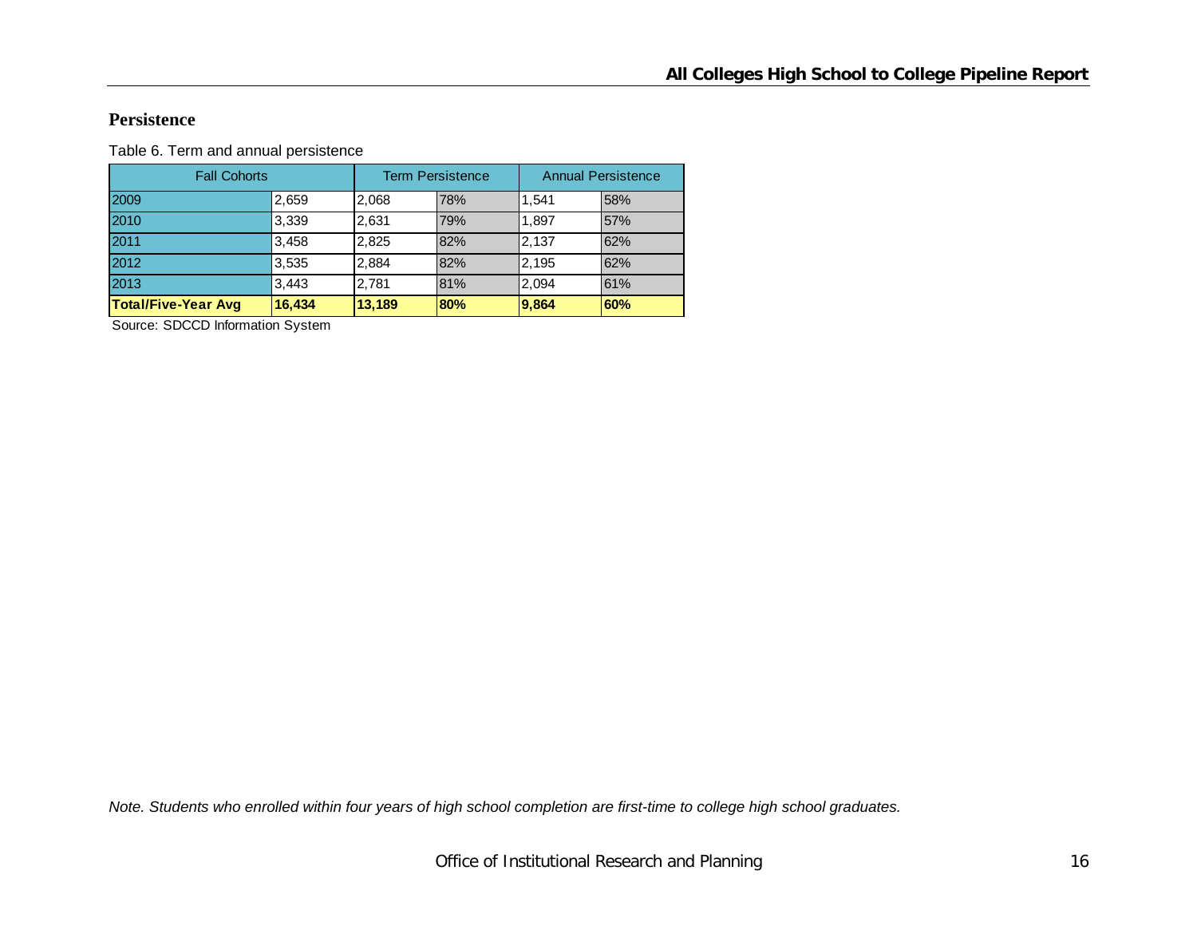## Persistence

Table 6. Term and annual persistence

| Fall Cohorts | | Term Persistence | | Annual Persistence | |
|---|---|---|---|---|---|
| 2009 | 2,659 | 2,068 | 78% | 1,541 | 58% |
| 2010 | 3,339 | 2,631 | 79% | 1,897 | 57% |
| 2011 | 3,458 | 2,825 | 82% | 2,137 | 62% |
| 2012 | 3,535 | 2,884 | 82% | 2,195 | 62% |
| 2013 | 3,443 | 2,781 | 81% | 2,094 | 61% |
| **Total/Five-Year Avg** | **16,434** | **13,189** | **80%** | **9,864** | **60%** |

Source: SDCCD Information System

*Note. Students who enrolled within four years of high school completion are first-time to college high school graduates.*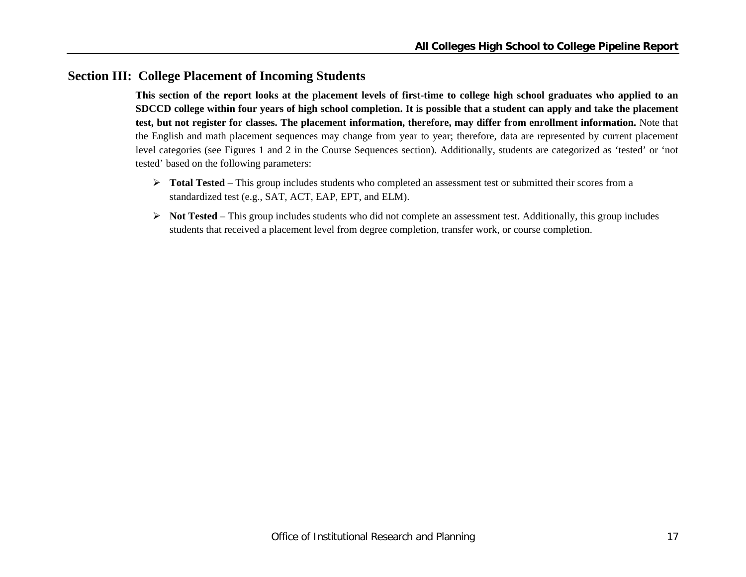## Section III: College Placement of Incoming Students

**This section of the report looks at the placement levels of first-time to college high school graduates who applied to an SDCCD college within four years of high school completion. It is possible that a student can apply and take the placement test, but not register for classes. The placement information, therefore, may differ from enrollment information.** Note that the English and math placement sequences may change from year to year; therefore, data are represented by current placement level categories (see Figures 1 and 2 in the Course Sequences section). Additionally, students are categorized as 'tested' or 'not tested' based on the following parameters:

- **Total Tested** – This group includes students who completed an assessment test or submitted their scores from a standardized test (e.g., SAT, ACT, EAP, EPT, and ELM).
- **Not Tested** – This group includes students who did not complete an assessment test. Additionally, this group includes students that received a placement level from degree completion, transfer work, or course completion.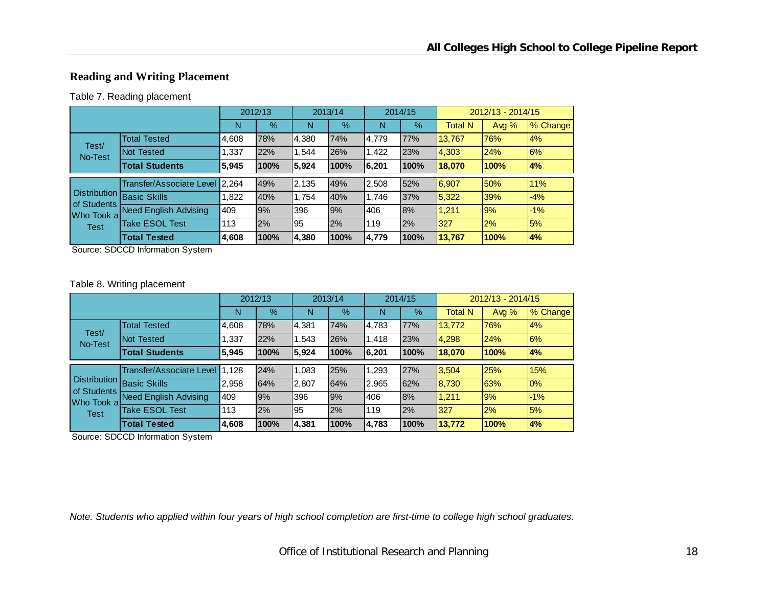## Reading and Writing Placement

Table 7. Reading placement

| | | 2012/13 | | 2013/14 | | 2014/15 | | 2012/13 - 2014/15 | | |
|---|---|---|---|---|---|---|---|---|---|---|
| | | N | % | N | % | N | % | Total N | Avg % | % Change |
| Test/ No-Test | Total Tested | 4,608 | 78% | 4,380 | 74% | 4,779 | 77% | 13,767 | 76% | 4% |
| | Not Tested | 1,337 | 22% | 1,544 | 26% | 1,422 | 23% | 4,303 | 24% | 6% |
| | **Total Students** | **5,945** | **100%** | **5,924** | **100%** | **6,201** | **100%** | **18,070** | **100%** | **4%** |
| Distribution of Students Who Took a Test | Transfer/Associate Level | 2,264 | 49% | 2,135 | 49% | 2,508 | 52% | 6,907 | 50% | 11% |
| | Basic Skills | 1,822 | 40% | 1,754 | 40% | 1,746 | 37% | 5,322 | 39% | -4% |
| | Need English Advising | 409 | 9% | 396 | 9% | 406 | 8% | 1,211 | 9% | -1% |
| | Take ESOL Test | 113 | 2% | 95 | 2% | 119 | 2% | 327 | 2% | 5% |
| | **Total Tested** | **4,608** | **100%** | **4,380** | **100%** | **4,779** | **100%** | **13,767** | **100%** | **4%** |

Source: SDCCD Information System

Table 8. Writing placement

| | | 2012/13 | | 2013/14 | | 2014/15 | | 2012/13 - 2014/15 | | |
|---|---|---|---|---|---|---|---|---|---|---|
| | | N | % | N | % | N | % | Total N | Avg % | % Change |
| Test/ No-Test | Total Tested | 4,608 | 78% | 4,381 | 74% | 4,783 | 77% | 13,772 | 76% | 4% |
| | Not Tested | 1,337 | 22% | 1,543 | 26% | 1,418 | 23% | 4,298 | 24% | 6% |
| | **Total Students** | **5,945** | **100%** | **5,924** | **100%** | **6,201** | **100%** | **18,070** | **100%** | **4%** |
| Distribution of Students Who Took a Test | Transfer/Associate Level | 1,128 | 24% | 1,083 | 25% | 1,293 | 27% | 3,504 | 25% | 15% |
| | Basic Skills | 2,958 | 64% | 2,807 | 64% | 2,965 | 62% | 8,730 | 63% | 0% |
| | Need English Advising | 409 | 9% | 396 | 9% | 406 | 8% | 1,211 | 9% | -1% |
| | Take ESOL Test | 113 | 2% | 95 | 2% | 119 | 2% | 327 | 2% | 5% |
| | **Total Tested** | **4,608** | **100%** | **4,381** | **100%** | **4,783** | **100%** | **13,772** | **100%** | **4%** |

Source: SDCCD Information System

*Note. Students who applied within four years of high school completion are first-time to college high school graduates.*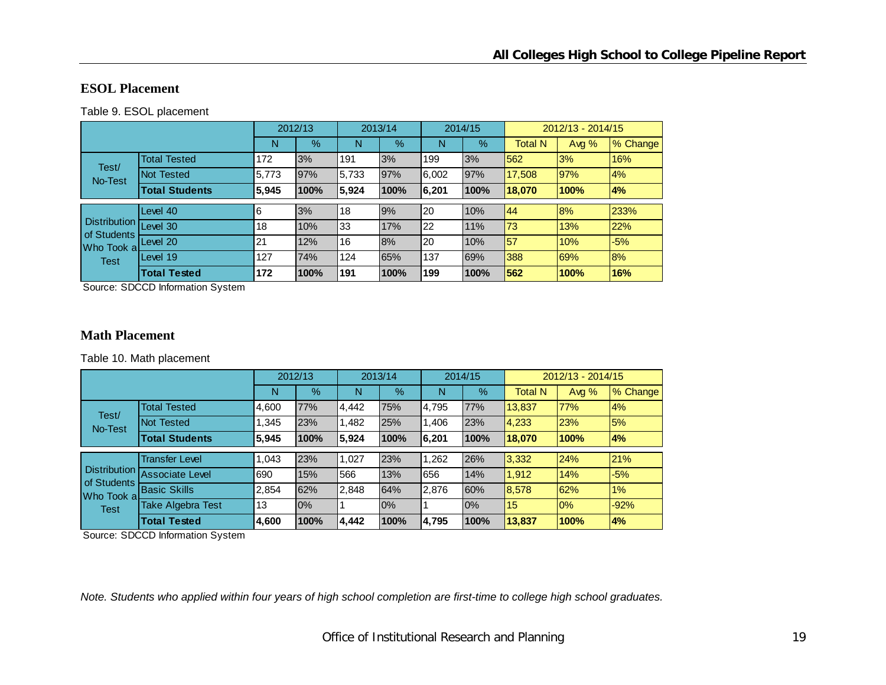## ESOL Placement

Table 9. ESOL placement

| | | 2012/13 | | 2013/14 | | 2014/15 | | 2012/13 - 2014/15 | | |
|---|---|---|---|---|---|---|---|---|---|---|
| | | N | % | N | % | N | % | Total N | Avg % | % Change |
| Test/ No-Test | Total Tested | 172 | 3% | 191 | 3% | 199 | 3% | 562 | 3% | 16% |
| | Not Tested | 5,773 | 97% | 5,733 | 97% | 6,002 | 97% | 17,508 | 97% | 4% |
| | **Total Students** | **5,945** | **100%** | **5,924** | **100%** | **6,201** | **100%** | **18,070** | **100%** | **4%** |
| Distribution of Students Who Took a Test | Level 40 | 6 | 3% | 18 | 9% | 20 | 10% | 44 | 8% | 233% |
| | Level 30 | 18 | 10% | 33 | 17% | 22 | 11% | 73 | 13% | 22% |
| | Level 20 | 21 | 12% | 16 | 8% | 20 | 10% | 57 | 10% | -5% |
| | Level 19 | 127 | 74% | 124 | 65% | 137 | 69% | 388 | 69% | 8% |
| | **Total Tested** | **172** | **100%** | **191** | **100%** | **199** | **100%** | **562** | **100%** | **16%** |

Source: SDCCD Information System

## Math Placement

Table 10. Math placement

| | | 2012/13 | | 2013/14 | | 2014/15 | | 2012/13 - 2014/15 | | |
|---|---|---|---|---|---|---|---|---|---|---|
| | | N | % | N | % | N | % | Total N | Avg % | % Change |
| Test/ No-Test | Total Tested | 4,600 | 77% | 4,442 | 75% | 4,795 | 77% | 13,837 | 77% | 4% |
| | Not Tested | 1,345 | 23% | 1,482 | 25% | 1,406 | 23% | 4,233 | 23% | 5% |
| | **Total Students** | **5,945** | **100%** | **5,924** | **100%** | **6,201** | **100%** | **18,070** | **100%** | **4%** |
| Distribution of Students Who Took a Test | Transfer Level | 1,043 | 23% | 1,027 | 23% | 1,262 | 26% | 3,332 | 24% | 21% |
| | Associate Level | 690 | 15% | 566 | 13% | 656 | 14% | 1,912 | 14% | -5% |
| | Basic Skills | 2,854 | 62% | 2,848 | 64% | 2,876 | 60% | 8,578 | 62% | 1% |
| | Take Algebra Test | 13 | 0% | 1 | 0% | 1 | 0% | 15 | 0% | -92% |
| | **Total Tested** | **4,600** | **100%** | **4,442** | **100%** | **4,795** | **100%** | **13,837** | **100%** | **4%** |

Source: SDCCD Information System

*Note. Students who applied within four years of high school completion are first-time to college high school graduates.*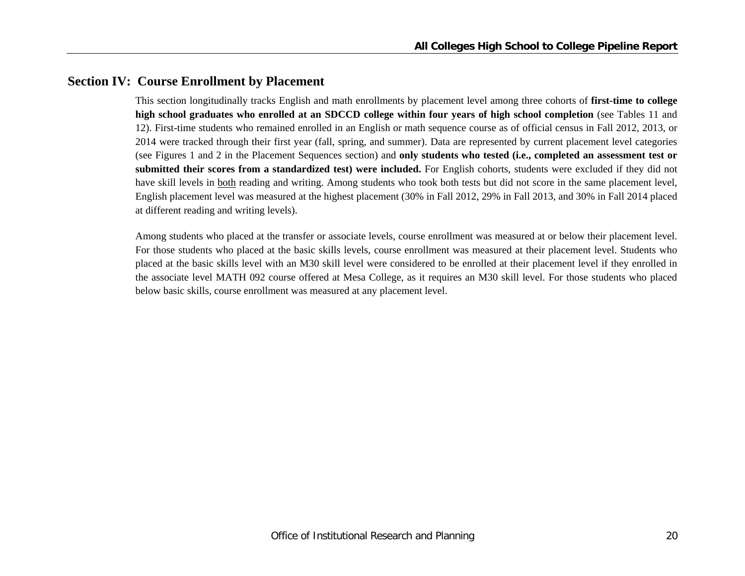## Section IV: Course Enrollment by Placement

This section longitudinally tracks English and math enrollments by placement level among three cohorts of **first-time to college high school graduates who enrolled at an SDCCD college within four years of high school completion** (see Tables 11 and 12). First-time students who remained enrolled in an English or math sequence course as of official census in Fall 2012, 2013, or 2014 were tracked through their first year (fall, spring, and summer). Data are represented by current placement level categories (see Figures 1 and 2 in the Placement Sequences section) and **only students who tested (i.e., completed an assessment test or submitted their scores from a standardized test) were included.** For English cohorts, students were excluded if they did not have skill levels in both reading and writing. Among students who took both tests but did not score in the same placement level, English placement level was measured at the highest placement (30% in Fall 2012, 29% in Fall 2013, and 30% in Fall 2014 placed at different reading and writing levels).

Among students who placed at the transfer or associate levels, course enrollment was measured at or below their placement level. For those students who placed at the basic skills levels, course enrollment was measured at their placement level. Students who placed at the basic skills level with an M30 skill level were considered to be enrolled at their placement level if they enrolled in the associate level MATH 092 course offered at Mesa College, as it requires an M30 skill level. For those students who placed below basic skills, course enrollment was measured at any placement level.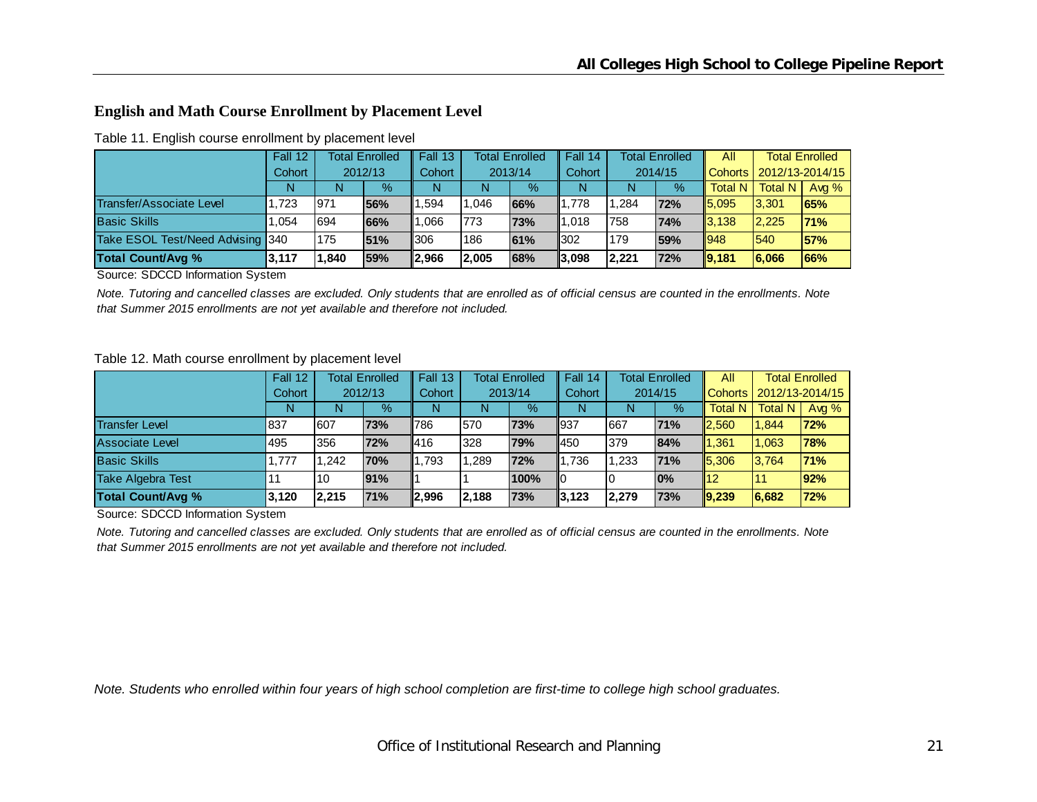## English and Math Course Enrollment by Placement Level

Table 11. English course enrollment by placement level

| | Fall 12 Cohort | Total Enrolled 2012/13 | | Fall 13 Cohort | Total Enrolled 2013/14 | | Fall 14 Cohort | Total Enrolled 2014/15 | | All Cohorts | Total Enrolled 2012/13-2014/15 | |
|---|---|---|---|---|---|---|---|---|---|---|---|---|
| | N | N | % | N | N | % | N | N | % | Total N | Total N | Avg % |
| Transfer/Associate Level | 1,723 | 971 | **56%** | 1,594 | 1,046 | **66%** | 1,778 | 1,284 | **72%** | 5,095 | 3,301 | **65%** |
| Basic Skills | 1,054 | 694 | **66%** | 1,066 | 773 | **73%** | 1,018 | 758 | **74%** | 3,138 | 2,225 | **71%** |
| Take ESOL Test/Need Advising | 340 | 175 | **51%** | 306 | 186 | **61%** | 302 | 179 | **59%** | 948 | 540 | **57%** |
| **Total Count/Avg %** | **3,117** | **1,840** | **59%** | **2,966** | **2,005** | **68%** | **3,098** | **2,221** | **72%** | **9,181** | **6,066** | **66%** |

Source: SDCCD Information System

*Note. Tutoring and cancelled classes are excluded. Only students that are enrolled as of official census are counted in the enrollments. Note that Summer 2015 enrollments are not yet available and therefore not included.*

Table 12. Math course enrollment by placement level

| | Fall 12 Cohort | Total Enrolled 2012/13 | | Fall 13 Cohort | Total Enrolled 2013/14 | | Fall 14 Cohort | Total Enrolled 2014/15 | | All Cohorts | Total Enrolled 2012/13-2014/15 | |
|---|---|---|---|---|---|---|---|---|---|---|---|---|
| | N | N | % | N | N | % | N | N | % | Total N | Total N | Avg % |
| Transfer Level | 837 | 607 | **73%** | 786 | 570 | **73%** | 937 | 667 | **71%** | 2,560 | 1,844 | **72%** |
| Associate Level | 495 | 356 | **72%** | 416 | 328 | **79%** | 450 | 379 | **84%** | 1,361 | 1,063 | **78%** |
| Basic Skills | 1,777 | 1,242 | **70%** | 1,793 | 1,289 | **72%** | 1,736 | 1,233 | **71%** | 5,306 | 3,764 | **71%** |
| Take Algebra Test | 11 | 10 | **91%** | 1 | 1 | **100%** | 0 | 0 | **0%** | 12 | 11 | **92%** |
| **Total Count/Avg %** | **3,120** | **2,215** | **71%** | **2,996** | **2,188** | **73%** | **3,123** | **2,279** | **73%** | **9,239** | **6,682** | **72%** |

Source: SDCCD Information System

*Note. Tutoring and cancelled classes are excluded. Only students that are enrolled as of official census are counted in the enrollments. Note that Summer 2015 enrollments are not yet available and therefore not included.*

*Note. Students who enrolled within four years of high school completion are first-time to college high school graduates.*